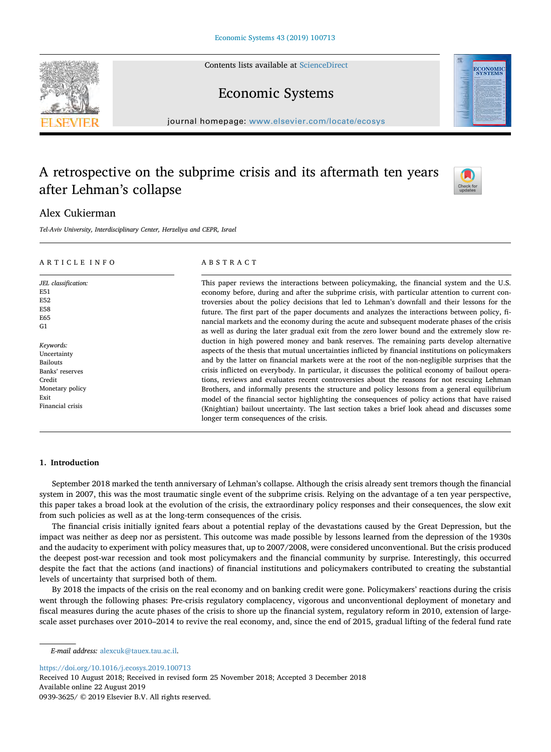# A retrospective on the subprime crisis and its aftermath ten years after Lehman's collapse

Alex Cukierman

*Tel-Aviv University, Interdisciplinary Center, Herzeliya and CEPR, Israel*

## ARTICLE INFO

*JEL classification:*
E51
E52
E58
E65
G1

*Keywords:*
Uncertainty
Bailouts
Banks' reserves
Credit
Monetary policy
Exit
Financial crisis

## ABSTRACT

This paper reviews the interactions between policymaking, the financial system and the U.S. economy before, during and after the subprime crisis, with particular attention to current controversies about the policy decisions that led to Lehman's downfall and their lessons for the future. The first part of the paper documents and analyzes the interactions between policy, financial markets and the economy during the acute and subsequent moderate phases of the crisis as well as during the later gradual exit from the zero lower bound and the extremely slow reduction in high powered money and bank reserves. The remaining parts develop alternative aspects of the thesis that mutual uncertainties inflicted by financial institutions on policymakers and by the latter on financial markets were at the root of the non-negligible surprises that the crisis inflicted on everybody. In particular, it discusses the political economy of bailout operations, reviews and evaluates recent controversies about the reasons for not rescuing Lehman Brothers, and informally presents the structure and policy lessons from a general equilibrium model of the financial sector highlighting the consequences of policy actions that have raised (Knightian) bailout uncertainty. The last section takes a brief look ahead and discusses some longer term consequences of the crisis.

## 1. Introduction

September 2018 marked the tenth anniversary of Lehman's collapse. Although the crisis already sent tremors though the financial system in 2007, this was the most traumatic single event of the subprime crisis. Relying on the advantage of a ten year perspective, this paper takes a broad look at the evolution of the crisis, the extraordinary policy responses and their consequences, the slow exit from such policies as well as at the long-term consequences of the crisis.

The financial crisis initially ignited fears about a potential replay of the devastations caused by the Great Depression, but the impact was neither as deep nor as persistent. This outcome was made possible by lessons learned from the depression of the 1930s and the audacity to experiment with policy measures that, up to 2007/2008, were considered unconventional. But the crisis produced the deepest post-war recession and took most policymakers and the financial community by surprise. Interestingly, this occurred despite the fact that the actions (and inactions) of financial institutions and policymakers contributed to creating the substantial levels of uncertainty that surprised both of them.

By 2018 the impacts of the crisis on the real economy and on banking credit were gone. Policymakers' reactions during the crisis went through the following phases: Pre-crisis regulatory complacency, vigorous and unconventional deployment of monetary and fiscal measures during the acute phases of the crisis to shore up the financial system, regulatory reform in 2010, extension of large-scale asset purchases over 2010–2014 to revive the real economy, and, since the end of 2015, gradual lifting of the federal fund rate

---

*E-mail address:* alexcuk@tauex.tau.ac.il.

https://doi.org/10.1016/j.ecosys.2019.100713
Received 10 August 2018; Received in revised form 25 November 2018; Accepted 3 December 2018
Available online 22 August 2019
0939-3625/ © 2019 Elsevier B.V. All rights reserved.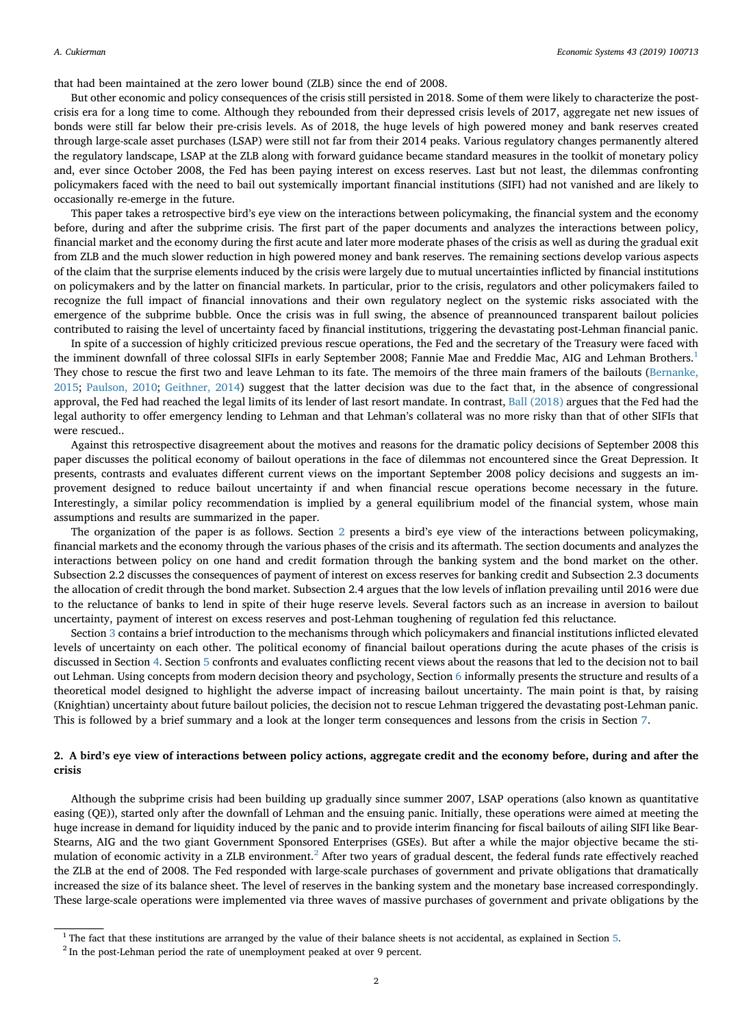that had been maintained at the zero lower bound (ZLB) since the end of 2008.

But other economic and policy consequences of the crisis still persisted in 2018. Some of them were likely to characterize the post-crisis era for a long time to come. Although they rebounded from their depressed crisis levels of 2017, aggregate net new issues of bonds were still far below their pre-crisis levels. As of 2018, the huge levels of high powered money and bank reserves created through large-scale asset purchases (LSAP) were still not far from their 2014 peaks. Various regulatory changes permanently altered the regulatory landscape, LSAP at the ZLB along with forward guidance became standard measures in the toolkit of monetary policy and, ever since October 2008, the Fed has been paying interest on excess reserves. Last but not least, the dilemmas confronting policymakers faced with the need to bail out systemically important financial institutions (SIFI) had not vanished and are likely to occasionally re-emerge in the future.

This paper takes a retrospective bird's eye view on the interactions between policymaking, the financial system and the economy before, during and after the subprime crisis. The first part of the paper documents and analyzes the interactions between policy, financial market and the economy during the first acute and later more moderate phases of the crisis as well as during the gradual exit from ZLB and the much slower reduction in high powered money and bank reserves. The remaining sections develop various aspects of the claim that the surprise elements induced by the crisis were largely due to mutual uncertainties inflicted by financial institutions on policymakers and by the latter on financial markets. In particular, prior to the crisis, regulators and other policymakers failed to recognize the full impact of financial innovations and their own regulatory neglect on the systemic risks associated with the emergence of the subprime bubble. Once the crisis was in full swing, the absence of preannounced transparent bailout policies contributed to raising the level of uncertainty faced by financial institutions, triggering the devastating post-Lehman financial panic.

In spite of a succession of highly criticized previous rescue operations, the Fed and the secretary of the Treasury were faced with the imminent downfall of three colossal SIFIs in early September 2008; Fannie Mae and Freddie Mac, AIG and Lehman Brothers.[1] They chose to rescue the first two and leave Lehman to its fate. The memoirs of the three main framers of the bailouts (Bernanke, 2015; Paulson, 2010; Geithner, 2014) suggest that the latter decision was due to the fact that, in the absence of congressional approval, the Fed had reached the legal limits of its lender of last resort mandate. In contrast, Ball (2018) argues that the Fed had the legal authority to offer emergency lending to Lehman and that Lehman's collateral was no more risky than that of other SIFIs that were rescued..

Against this retrospective disagreement about the motives and reasons for the dramatic policy decisions of September 2008 this paper discusses the political economy of bailout operations in the face of dilemmas not encountered since the Great Depression. It presents, contrasts and evaluates different current views on the important September 2008 policy decisions and suggests an improvement designed to reduce bailout uncertainty if and when financial rescue operations become necessary in the future. Interestingly, a similar policy recommendation is implied by a general equilibrium model of the financial system, whose main assumptions and results are summarized in the paper.

The organization of the paper is as follows. Section 2 presents a bird's eye view of the interactions between policymaking, financial markets and the economy through the various phases of the crisis and its aftermath. The section documents and analyzes the interactions between policy on one hand and credit formation through the banking system and the bond market on the other. Subsection 2.2 discusses the consequences of payment of interest on excess reserves for banking credit and Subsection 2.3 documents the allocation of credit through the bond market. Subsection 2.4 argues that the low levels of inflation prevailing until 2016 were due to the reluctance of banks to lend in spite of their huge reserve levels. Several factors such as an increase in aversion to bailout uncertainty, payment of interest on excess reserves and post-Lehman toughening of regulation fed this reluctance.

Section 3 contains a brief introduction to the mechanisms through which policymakers and financial institutions inflicted elevated levels of uncertainty on each other. The political economy of financial bailout operations during the acute phases of the crisis is discussed in Section 4. Section 5 confronts and evaluates conflicting recent views about the reasons that led to the decision not to bail out Lehman. Using concepts from modern decision theory and psychology, Section 6 informally presents the structure and results of a theoretical model designed to highlight the adverse impact of increasing bailout uncertainty. The main point is that, by raising (Knightian) uncertainty about future bailout policies, the decision not to rescue Lehman triggered the devastating post-Lehman panic. This is followed by a brief summary and a look at the longer term consequences and lessons from the crisis in Section 7.

## 2. A bird's eye view of interactions between policy actions, aggregate credit and the economy before, during and after the crisis

Although the subprime crisis had been building up gradually since summer 2007, LSAP operations (also known as quantitative easing (QE)), started only after the downfall of Lehman and the ensuing panic. Initially, these operations were aimed at meeting the huge increase in demand for liquidity induced by the panic and to provide interim financing for fiscal bailouts of ailing SIFI like Bear-Stearns, AIG and the two giant Government Sponsored Enterprises (GSEs). But after a while the major objective became the stimulation of economic activity in a ZLB environment.[2] After two years of gradual descent, the federal funds rate effectively reached the ZLB at the end of 2008. The Fed responded with large-scale purchases of government and private obligations that dramatically increased the size of its balance sheet. The level of reserves in the banking system and the monetary base increased correspondingly. These large-scale operations were implemented via three waves of massive purchases of government and private obligations by the

[1] The fact that these institutions are arranged by the value of their balance sheets is not accidental, as explained in Section 5.

[2] In the post-Lehman period the rate of unemployment peaked at over 9 percent.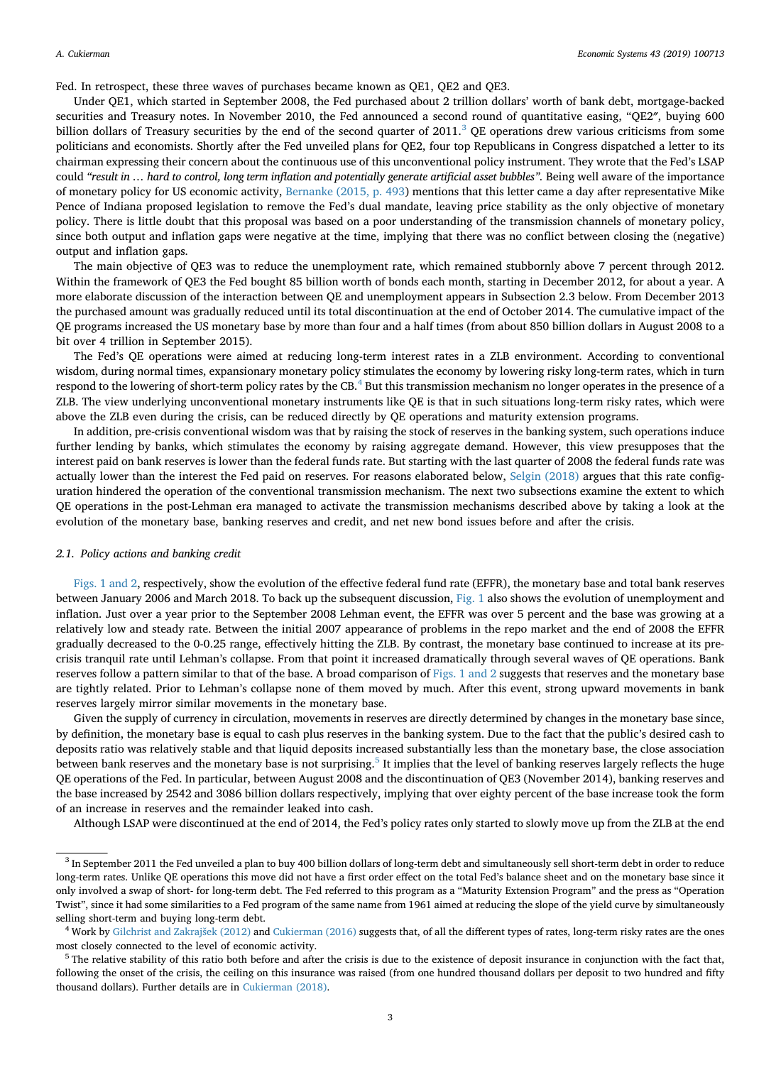Fed. In retrospect, these three waves of purchases became known as QE1, QE2 and QE3.

Under QE1, which started in September 2008, the Fed purchased about 2 trillion dollars' worth of bank debt, mortgage-backed securities and Treasury notes. In November 2010, the Fed announced a second round of quantitative easing, "QE2", buying 600 billion dollars of Treasury securities by the end of the second quarter of 2011.[3] QE operations drew various criticisms from some politicians and economists. Shortly after the Fed unveiled plans for QE2, four top Republicans in Congress dispatched a letter to its chairman expressing their concern about the continuous use of this unconventional policy instrument. They wrote that the Fed's LSAP could *"result in … hard to control, long term inflation and potentially generate artificial asset bubbles"*. Being well aware of the importance of monetary policy for US economic activity, Bernanke (2015, p. 493) mentions that this letter came a day after representative Mike Pence of Indiana proposed legislation to remove the Fed's dual mandate, leaving price stability as the only objective of monetary policy. There is little doubt that this proposal was based on a poor understanding of the transmission channels of monetary policy, since both output and inflation gaps were negative at the time, implying that there was no conflict between closing the (negative) output and inflation gaps.

The main objective of QE3 was to reduce the unemployment rate, which remained stubbornly above 7 percent through 2012. Within the framework of QE3 the Fed bought 85 billion worth of bonds each month, starting in December 2012, for about a year. A more elaborate discussion of the interaction between QE and unemployment appears in Subsection 2.3 below. From December 2013 the purchased amount was gradually reduced until its total discontinuation at the end of October 2014. The cumulative impact of the QE programs increased the US monetary base by more than four and a half times (from about 850 billion dollars in August 2008 to a bit over 4 trillion in September 2015).

The Fed's QE operations were aimed at reducing long-term interest rates in a ZLB environment. According to conventional wisdom, during normal times, expansionary monetary policy stimulates the economy by lowering risky long-term rates, which in turn respond to the lowering of short-term policy rates by the CB.[4] But this transmission mechanism no longer operates in the presence of a ZLB. The view underlying unconventional monetary instruments like QE is that in such situations long-term risky rates, which were above the ZLB even during the crisis, can be reduced directly by QE operations and maturity extension programs.

In addition, pre-crisis conventional wisdom was that by raising the stock of reserves in the banking system, such operations induce further lending by banks, which stimulates the economy by raising aggregate demand. However, this view presupposes that the interest paid on bank reserves is lower than the federal funds rate. But starting with the last quarter of 2008 the federal funds rate was actually lower than the interest the Fed paid on reserves. For reasons elaborated below, Selgin (2018) argues that this rate configuration hindered the operation of the conventional transmission mechanism. The next two subsections examine the extent to which QE operations in the post-Lehman era managed to activate the transmission mechanisms described above by taking a look at the evolution of the monetary base, banking reserves and credit, and net new bond issues before and after the crisis.

### 2.1. Policy actions and banking credit

Figs. 1 and 2, respectively, show the evolution of the effective federal fund rate (EFFR), the monetary base and total bank reserves between January 2006 and March 2018. To back up the subsequent discussion, Fig. 1 also shows the evolution of unemployment and inflation. Just over a year prior to the September 2008 Lehman event, the EFFR was over 5 percent and the base was growing at a relatively low and steady rate. Between the initial 2007 appearance of problems in the repo market and the end of 2008 the EFFR gradually decreased to the 0-0.25 range, effectively hitting the ZLB. By contrast, the monetary base continued to increase at its pre-crisis tranquil rate until Lehman's collapse. From that point it increased dramatically through several waves of QE operations. Bank reserves follow a pattern similar to that of the base. A broad comparison of Figs. 1 and 2 suggests that reserves and the monetary base are tightly related. Prior to Lehman's collapse none of them moved by much. After this event, strong upward movements in bank reserves largely mirror similar movements in the monetary base.

Given the supply of currency in circulation, movements in reserves are directly determined by changes in the monetary base since, by definition, the monetary base is equal to cash plus reserves in the banking system. Due to the fact that the public's desired cash to deposits ratio was relatively stable and that liquid deposits increased substantially less than the monetary base, the close association between bank reserves and the monetary base is not surprising.[5] It implies that the level of banking reserves largely reflects the huge QE operations of the Fed. In particular, between August 2008 and the discontinuation of QE3 (November 2014), banking reserves and the base increased by 2542 and 3086 billion dollars respectively, implying that over eighty percent of the base increase took the form of an increase in reserves and the remainder leaked into cash.

Although LSAP were discontinued at the end of 2014, the Fed's policy rates only started to slowly move up from the ZLB at the end

---

[3] In September 2011 the Fed unveiled a plan to buy 400 billion dollars of long-term debt and simultaneously sell short-term debt in order to reduce long-term rates. Unlike QE operations this move did not have a first order effect on the total Fed's balance sheet and on the monetary base since it only involved a swap of short- for long-term debt. The Fed referred to this program as a "Maturity Extension Program" and the press as "Operation Twist", since it had some similarities to a Fed program of the same name from 1961 aimed at reducing the slope of the yield curve by simultaneously selling short-term and buying long-term debt.

[4] Work by Gilchrist and Zakrajšek (2012) and Cukierman (2016) suggests that, of all the different types of rates, long-term risky rates are the ones most closely connected to the level of economic activity.

[5] The relative stability of this ratio both before and after the crisis is due to the existence of deposit insurance in conjunction with the fact that, following the onset of the crisis, the ceiling on this insurance was raised (from one hundred thousand dollars per deposit to two hundred and fifty thousand dollars). Further details are in Cukierman (2018).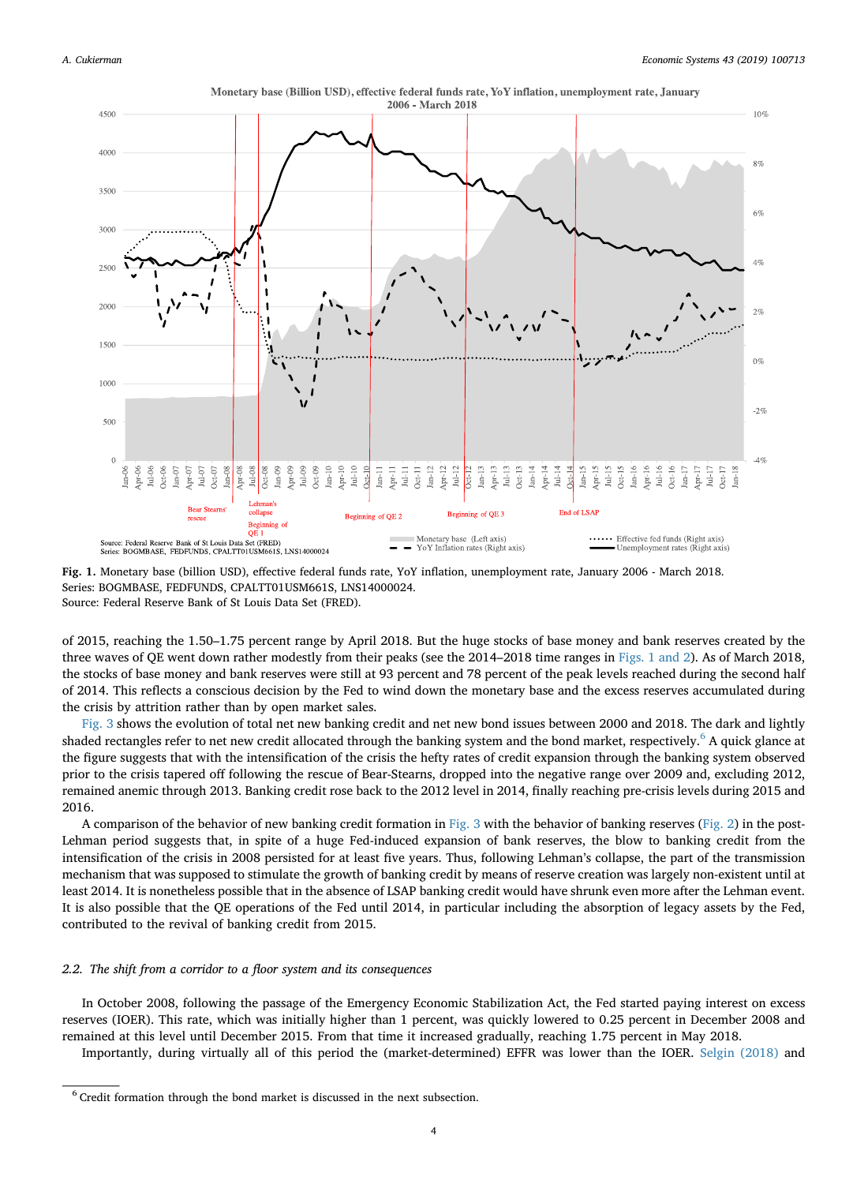**Fig. 1.** Monetary base (billion USD), effective federal funds rate, YoY inflation, unemployment rate, January 2006 - March 2018.
Series: BOGMBASE, FEDFUNDS, CPALTT01USM661S, LNS14000024.
Source: Federal Reserve Bank of St Louis Data Set (FRED).

of 2015, reaching the 1.50–1.75 percent range by April 2018. But the huge stocks of base money and bank reserves created by the three waves of QE went down rather modestly from their peaks (see the 2014–2018 time ranges in Figs. 1 and 2). As of March 2018, the stocks of base money and bank reserves were still at 93 percent and 78 percent of the peak levels reached during the second half of 2014. This reflects a conscious decision by the Fed to wind down the monetary base and the excess reserves accumulated during the crisis by attrition rather than by open market sales.

Fig. 3 shows the evolution of total net new banking credit and net new bond issues between 2000 and 2018. The dark and lightly shaded rectangles refer to net new credit allocated through the banking system and the bond market, respectively.[6] A quick glance at the figure suggests that with the intensification of the crisis the hefty rates of credit expansion through the banking system observed prior to the crisis tapered off following the rescue of Bear-Stearns, dropped into the negative range over 2009 and, excluding 2012, remained anemic through 2013. Banking credit rose back to the 2012 level in 2014, finally reaching pre-crisis levels during 2015 and 2016.

A comparison of the behavior of new banking credit formation in Fig. 3 with the behavior of banking reserves (Fig. 2) in the post-Lehman period suggests that, in spite of a huge Fed-induced expansion of bank reserves, the blow to banking credit from the intensification of the crisis in 2008 persisted for at least five years. Thus, following Lehman's collapse, the part of the transmission mechanism that was supposed to stimulate the growth of banking credit by means of reserve creation was largely non-existent until at least 2014. It is nonetheless possible that in the absence of LSAP banking credit would have shrunk even more after the Lehman event. It is also possible that the QE operations of the Fed until 2014, in particular including the absorption of legacy assets by the Fed, contributed to the revival of banking credit from 2015.

### 2.2. The shift from a corridor to a floor system and its consequences

In October 2008, following the passage of the Emergency Economic Stabilization Act, the Fed started paying interest on excess reserves (IOER). This rate, which was initially higher than 1 percent, was quickly lowered to 0.25 percent in December 2008 and remained at this level until December 2015. From that time it increased gradually, reaching 1.75 percent in May 2018.

Importantly, during virtually all of this period the (market-determined) EFFR was lower than the IOER. Selgin (2018) and

[6] Credit formation through the bond market is discussed in the next subsection.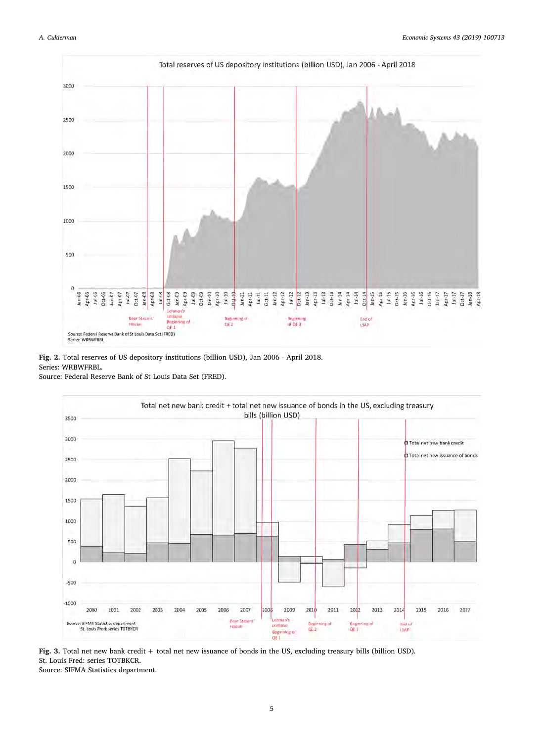**Fig. 2.** Total reserves of US depository institutions (billion USD), Jan 2006 - April 2018.
Series: WRBWFRBL.
Source: Federal Reserve Bank of St Louis Data Set (FRED).

**Fig. 3.** Total net new bank credit + total net new issuance of bonds in the US, excluding treasury bills (billion USD).
St. Louis Fred: series TOTBKCR.
Source: SIFMA Statistics department.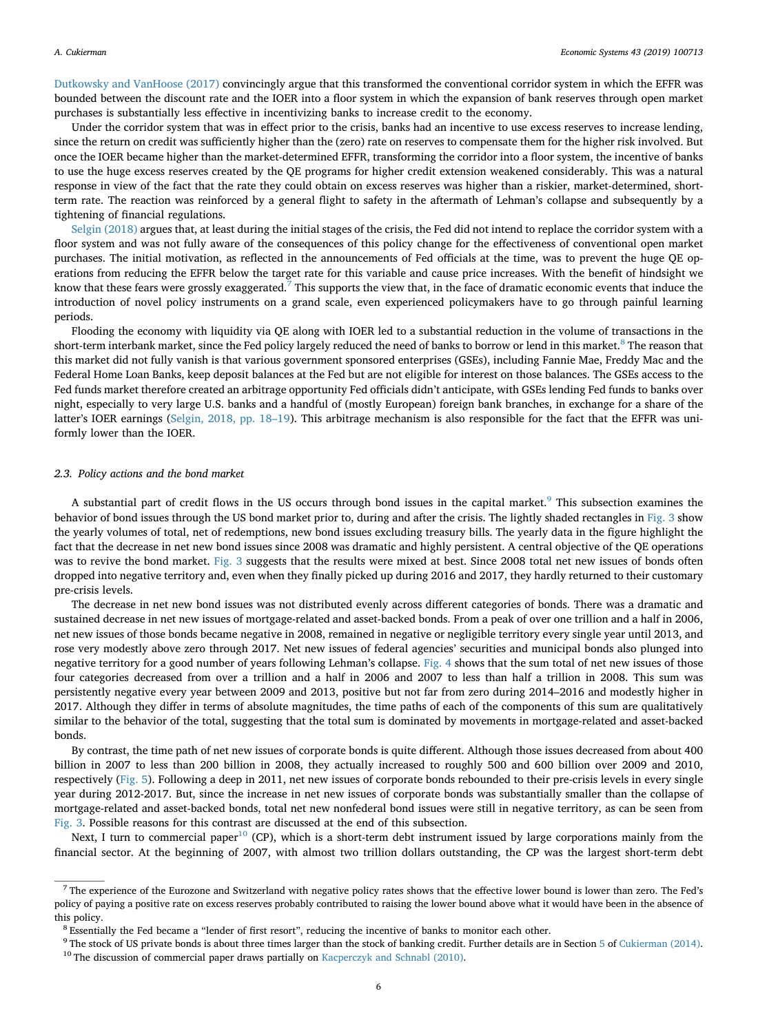Dutkowsky and VanHoose (2017) convincingly argue that this transformed the conventional corridor system in which the EFFR was bounded between the discount rate and the IOER into a floor system in which the expansion of bank reserves through open market purchases is substantially less effective in incentivizing banks to increase credit to the economy.

Under the corridor system that was in effect prior to the crisis, banks had an incentive to use excess reserves to increase lending, since the return on credit was sufficiently higher than the (zero) rate on reserves to compensate them for the higher risk involved. But once the IOER became higher than the market-determined EFFR, transforming the corridor into a floor system, the incentive of banks to use the huge excess reserves created by the QE programs for higher credit extension weakened considerably. This was a natural response in view of the fact that the rate they could obtain on excess reserves was higher than a riskier, market-determined, short-term rate. The reaction was reinforced by a general flight to safety in the aftermath of Lehman's collapse and subsequently by a tightening of financial regulations.

Selgin (2018) argues that, at least during the initial stages of the crisis, the Fed did not intend to replace the corridor system with a floor system and was not fully aware of the consequences of this policy change for the effectiveness of conventional open market purchases. The initial motivation, as reflected in the announcements of Fed officials at the time, was to prevent the huge QE operations from reducing the EFFR below the target rate for this variable and cause price increases. With the benefit of hindsight we know that these fears were grossly exaggerated.[7] This supports the view that, in the face of dramatic economic events that induce the introduction of novel policy instruments on a grand scale, even experienced policymakers have to go through painful learning periods.

Flooding the economy with liquidity via QE along with IOER led to a substantial reduction in the volume of transactions in the short-term interbank market, since the Fed policy largely reduced the need of banks to borrow or lend in this market.[8] The reason that this market did not fully vanish is that various government sponsored enterprises (GSEs), including Fannie Mae, Freddy Mac and the Federal Home Loan Banks, keep deposit balances at the Fed but are not eligible for interest on those balances. The GSEs access to the Fed funds market therefore created an arbitrage opportunity Fed officials didn't anticipate, with GSEs lending Fed funds to banks over night, especially to very large U.S. banks and a handful of (mostly European) foreign bank branches, in exchange for a share of the latter's IOER earnings (Selgin, 2018, pp. 18–19). This arbitrage mechanism is also responsible for the fact that the EFFR was uniformly lower than the IOER.

### 2.3. Policy actions and the bond market

A substantial part of credit flows in the US occurs through bond issues in the capital market.[9] This subsection examines the behavior of bond issues through the US bond market prior to, during and after the crisis. The lightly shaded rectangles in Fig. 3 show the yearly volumes of total, net of redemptions, new bond issues excluding treasury bills. The yearly data in the figure highlight the fact that the decrease in net new bond issues since 2008 was dramatic and highly persistent. A central objective of the QE operations was to revive the bond market. Fig. 3 suggests that the results were mixed at best. Since 2008 total net new issues of bonds often dropped into negative territory and, even when they finally picked up during 2016 and 2017, they hardly returned to their customary pre-crisis levels.

The decrease in net new bond issues was not distributed evenly across different categories of bonds. There was a dramatic and sustained decrease in net new issues of mortgage-related and asset-backed bonds. From a peak of over one trillion and a half in 2006, net new issues of those bonds became negative in 2008, remained in negative or negligible territory every single year until 2013, and rose very modestly above zero through 2017. Net new issues of federal agencies' securities and municipal bonds also plunged into negative territory for a good number of years following Lehman's collapse. Fig. 4 shows that the sum total of net new issues of those four categories decreased from over a trillion and a half in 2006 and 2007 to less than half a trillion in 2008. This sum was persistently negative every year between 2009 and 2013, positive but not far from zero during 2014–2016 and modestly higher in 2017. Although they differ in terms of absolute magnitudes, the time paths of each of the components of this sum are qualitatively similar to the behavior of the total, suggesting that the total sum is dominated by movements in mortgage-related and asset-backed bonds.

By contrast, the time path of net new issues of corporate bonds is quite different. Although those issues decreased from about 400 billion in 2007 to less than 200 billion in 2008, they actually increased to roughly 500 and 600 billion over 2009 and 2010, respectively (Fig. 5). Following a deep in 2011, net new issues of corporate bonds rebounded to their pre-crisis levels in every single year during 2012-2017. But, since the increase in net new issues of corporate bonds was substantially smaller than the collapse of mortgage-related and asset-backed bonds, total net new nonfederal bond issues were still in negative territory, as can be seen from Fig. 3. Possible reasons for this contrast are discussed at the end of this subsection.

Next, I turn to commercial paper[10] (CP), which is a short-term debt instrument issued by large corporations mainly from the financial sector. At the beginning of 2007, with almost two trillion dollars outstanding, the CP was the largest short-term debt

[7] The experience of the Eurozone and Switzerland with negative policy rates shows that the effective lower bound is lower than zero. The Fed's policy of paying a positive rate on excess reserves probably contributed to raising the lower bound above what it would have been in the absence of this policy.

[8] Essentially the Fed became a "lender of first resort", reducing the incentive of banks to monitor each other.

[9] The stock of US private bonds is about three times larger than the stock of banking credit. Further details are in Section 5 of Cukierman (2014).

[10] The discussion of commercial paper draws partially on Kacperczyk and Schnabl (2010).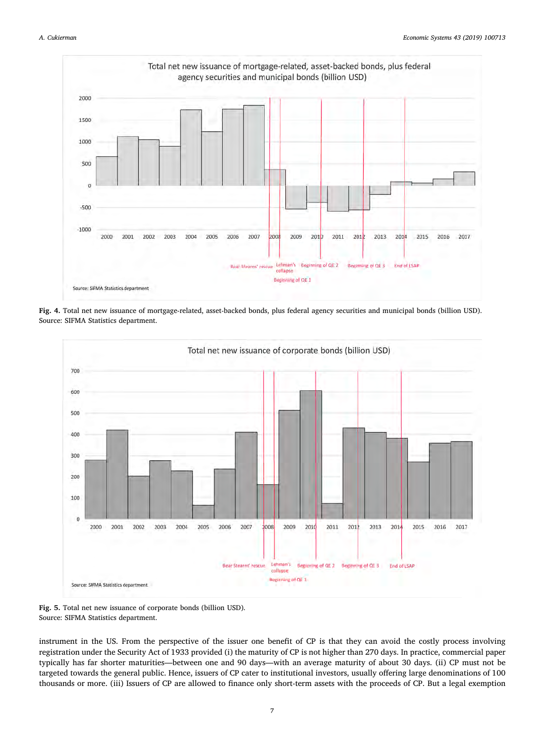**Fig. 4.** Total net new issuance of mortgage-related, asset-backed bonds, plus federal agency securities and municipal bonds (billion USD).
Source: SIFMA Statistics department.

**Fig. 5.** Total net new issuance of corporate bonds (billion USD).
Source: SIFMA Statistics department.

instrument in the US. From the perspective of the issuer one benefit of CP is that they can avoid the costly process involving registration under the Security Act of 1933 provided (i) the maturity of CP is not higher than 270 days. In practice, commercial paper typically has far shorter maturities—between one and 90 days—with an average maturity of about 30 days. (ii) CP must not be targeted towards the general public. Hence, issuers of CP cater to institutional investors, usually offering large denominations of 100 thousands or more. (iii) Issuers of CP are allowed to finance only short-term assets with the proceeds of CP. But a legal exemption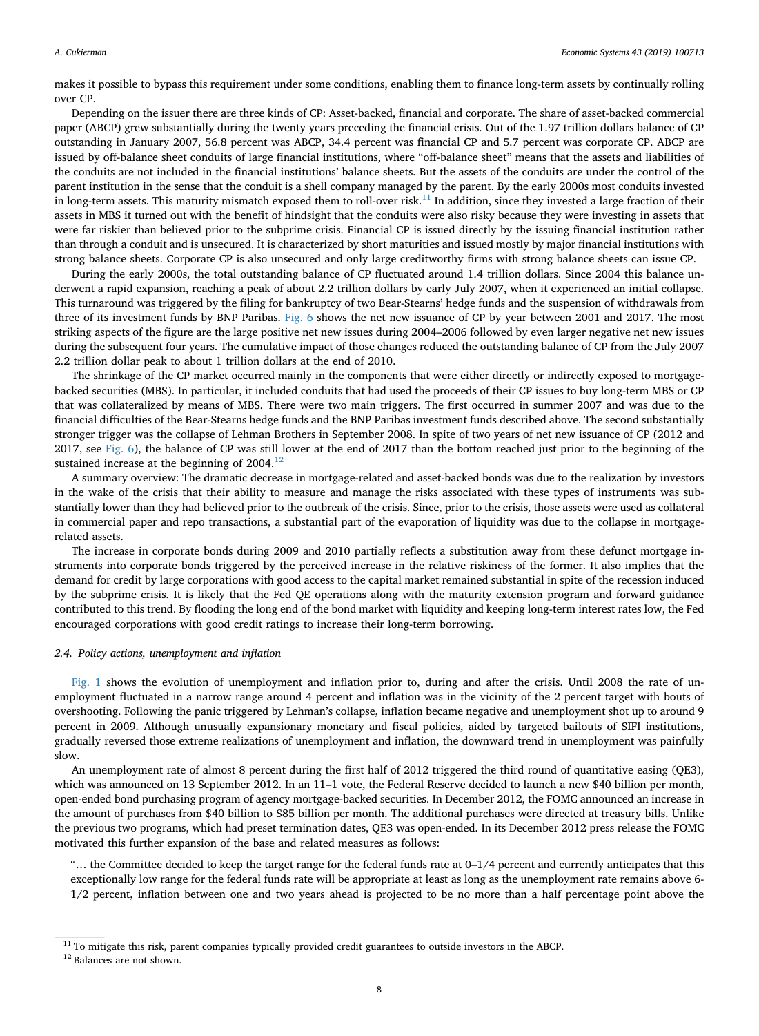makes it possible to bypass this requirement under some conditions, enabling them to finance long-term assets by continually rolling over CP.

Depending on the issuer there are three kinds of CP: Asset-backed, financial and corporate. The share of asset-backed commercial paper (ABCP) grew substantially during the twenty years preceding the financial crisis. Out of the 1.97 trillion dollars balance of CP outstanding in January 2007, 56.8 percent was ABCP, 34.4 percent was financial CP and 5.7 percent was corporate CP. ABCP are issued by off-balance sheet conduits of large financial institutions, where "off-balance sheet" means that the assets and liabilities of the conduits are not included in the financial institutions' balance sheets. But the assets of the conduits are under the control of the parent institution in the sense that the conduit is a shell company managed by the parent. By the early 2000s most conduits invested in long-term assets. This maturity mismatch exposed them to roll-over risk.[11] In addition, since they invested a large fraction of their assets in MBS it turned out with the benefit of hindsight that the conduits were also risky because they were investing in assets that were far riskier than believed prior to the subprime crisis. Financial CP is issued directly by the issuing financial institution rather than through a conduit and is unsecured. It is characterized by short maturities and issued mostly by major financial institutions with strong balance sheets. Corporate CP is also unsecured and only large creditworthy firms with strong balance sheets can issue CP.

During the early 2000s, the total outstanding balance of CP fluctuated around 1.4 trillion dollars. Since 2004 this balance underwent a rapid expansion, reaching a peak of about 2.2 trillion dollars by early July 2007, when it experienced an initial collapse. This turnaround was triggered by the filing for bankruptcy of two Bear-Stearns' hedge funds and the suspension of withdrawals from three of its investment funds by BNP Paribas. Fig. 6 shows the net new issuance of CP by year between 2001 and 2017. The most striking aspects of the figure are the large positive net new issues during 2004–2006 followed by even larger negative net new issues during the subsequent four years. The cumulative impact of those changes reduced the outstanding balance of CP from the July 2007 2.2 trillion dollar peak to about 1 trillion dollars at the end of 2010.

The shrinkage of the CP market occurred mainly in the components that were either directly or indirectly exposed to mortgage-backed securities (MBS). In particular, it included conduits that had used the proceeds of their CP issues to buy long-term MBS or CP that was collateralized by means of MBS. There were two main triggers. The first occurred in summer 2007 and was due to the financial difficulties of the Bear-Stearns hedge funds and the BNP Paribas investment funds described above. The second substantially stronger trigger was the collapse of Lehman Brothers in September 2008. In spite of two years of net new issuance of CP (2012 and 2017, see Fig. 6), the balance of CP was still lower at the end of 2017 than the bottom reached just prior to the beginning of the sustained increase at the beginning of 2004.[12]

A summary overview: The dramatic decrease in mortgage-related and asset-backed bonds was due to the realization by investors in the wake of the crisis that their ability to measure and manage the risks associated with these types of instruments was substantially lower than they had believed prior to the outbreak of the crisis. Since, prior to the crisis, those assets were used as collateral in commercial paper and repo transactions, a substantial part of the evaporation of liquidity was due to the collapse in mortgage-related assets.

The increase in corporate bonds during 2009 and 2010 partially reflects a substitution away from these defunct mortgage instruments into corporate bonds triggered by the perceived increase in the relative riskiness of the former. It also implies that the demand for credit by large corporations with good access to the capital market remained substantial in spite of the recession induced by the subprime crisis. It is likely that the Fed QE operations along with the maturity extension program and forward guidance contributed to this trend. By flooding the long end of the bond market with liquidity and keeping long-term interest rates low, the Fed encouraged corporations with good credit ratings to increase their long-term borrowing.

### 2.4. Policy actions, unemployment and inflation

Fig. 1 shows the evolution of unemployment and inflation prior to, during and after the crisis. Until 2008 the rate of unemployment fluctuated in a narrow range around 4 percent and inflation was in the vicinity of the 2 percent target with bouts of overshooting. Following the panic triggered by Lehman's collapse, inflation became negative and unemployment shot up to around 9 percent in 2009. Although unusually expansionary monetary and fiscal policies, aided by targeted bailouts of SIFI institutions, gradually reversed those extreme realizations of unemployment and inflation, the downward trend in unemployment was painfully slow.

An unemployment rate of almost 8 percent during the first half of 2012 triggered the third round of quantitative easing (QE3), which was announced on 13 September 2012. In an 11–1 vote, the Federal Reserve decided to launch a new $40 billion per month, open-ended bond purchasing program of agency mortgage-backed securities. In December 2012, the FOMC announced an increase in the amount of purchases from $40 billion to $85 billion per month. The additional purchases were directed at treasury bills. Unlike the previous two programs, which had preset termination dates, QE3 was open-ended. In its December 2012 press release the FOMC motivated this further expansion of the base and related measures as follows:

> "… the Committee decided to keep the target range for the federal funds rate at 0–1/4 percent and currently anticipates that this exceptionally low range for the federal funds rate will be appropriate at least as long as the unemployment rate remains above 6-1/2 percent, inflation between one and two years ahead is projected to be no more than a half percentage point above the

[11] To mitigate this risk, parent companies typically provided credit guarantees to outside investors in the ABCP.

[12] Balances are not shown.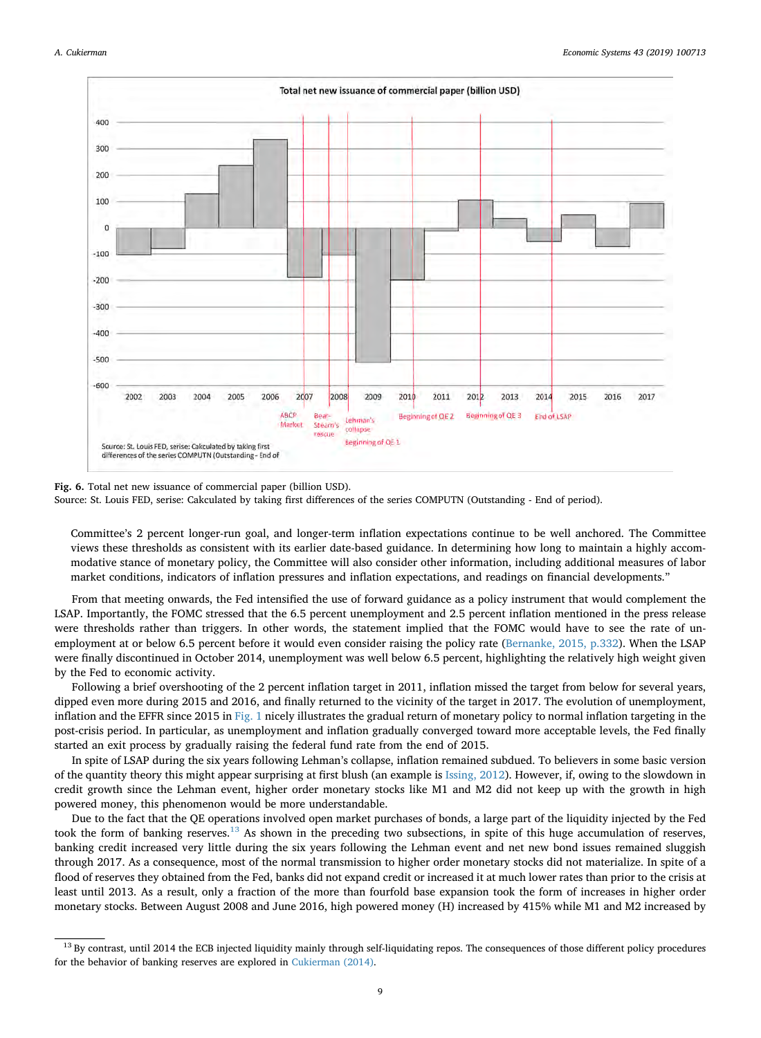**Fig. 6.** Total net new issuance of commercial paper (billion USD).
Source: St. Louis FED, serise: Cakculated by taking first differences of the series COMPUTN (Outstanding - End of period).

Committee's 2 percent longer-run goal, and longer-term inflation expectations continue to be well anchored. The Committee views these thresholds as consistent with its earlier date-based guidance. In determining how long to maintain a highly accommodative stance of monetary policy, the Committee will also consider other information, including additional measures of labor market conditions, indicators of inflation pressures and inflation expectations, and readings on financial developments."

From that meeting onwards, the Fed intensified the use of forward guidance as a policy instrument that would complement the LSAP. Importantly, the FOMC stressed that the 6.5 percent unemployment and 2.5 percent inflation mentioned in the press release were thresholds rather than triggers. In other words, the statement implied that the FOMC would have to see the rate of unemployment at or below 6.5 percent before it would even consider raising the policy rate (Bernanke, 2015, p.332). When the LSAP were finally discontinued in October 2014, unemployment was well below 6.5 percent, highlighting the relatively high weight given by the Fed to economic activity.

Following a brief overshooting of the 2 percent inflation target in 2011, inflation missed the target from below for several years, dipped even more during 2015 and 2016, and finally returned to the vicinity of the target in 2017. The evolution of unemployment, inflation and the EFFR since 2015 in Fig. 1 nicely illustrates the gradual return of monetary policy to normal inflation targeting in the post-crisis period. In particular, as unemployment and inflation gradually converged toward more acceptable levels, the Fed finally started an exit process by gradually raising the federal fund rate from the end of 2015.

In spite of LSAP during the six years following Lehman's collapse, inflation remained subdued. To believers in some basic version of the quantity theory this might appear surprising at first blush (an example is Issing, 2012). However, if, owing to the slowdown in credit growth since the Lehman event, higher order monetary stocks like M1 and M2 did not keep up with the growth in high powered money, this phenomenon would be more understandable.

Due to the fact that the QE operations involved open market purchases of bonds, a large part of the liquidity injected by the Fed took the form of banking reserves.[13] As shown in the preceding two subsections, in spite of this huge accumulation of reserves, banking credit increased very little during the six years following the Lehman event and net new bond issues remained sluggish through 2017. As a consequence, most of the normal transmission to higher order monetary stocks did not materialize. In spite of a flood of reserves they obtained from the Fed, banks did not expand credit or increased it at much lower rates than prior to the crisis at least until 2013. As a result, only a fraction of the more than fourfold base expansion took the form of increases in higher order monetary stocks. Between August 2008 and June 2016, high powered money (H) increased by 415% while M1 and M2 increased by

[13] By contrast, until 2014 the ECB injected liquidity mainly through self-liquidating repos. The consequences of those different policy procedures for the behavior of banking reserves are explored in Cukierman (2014).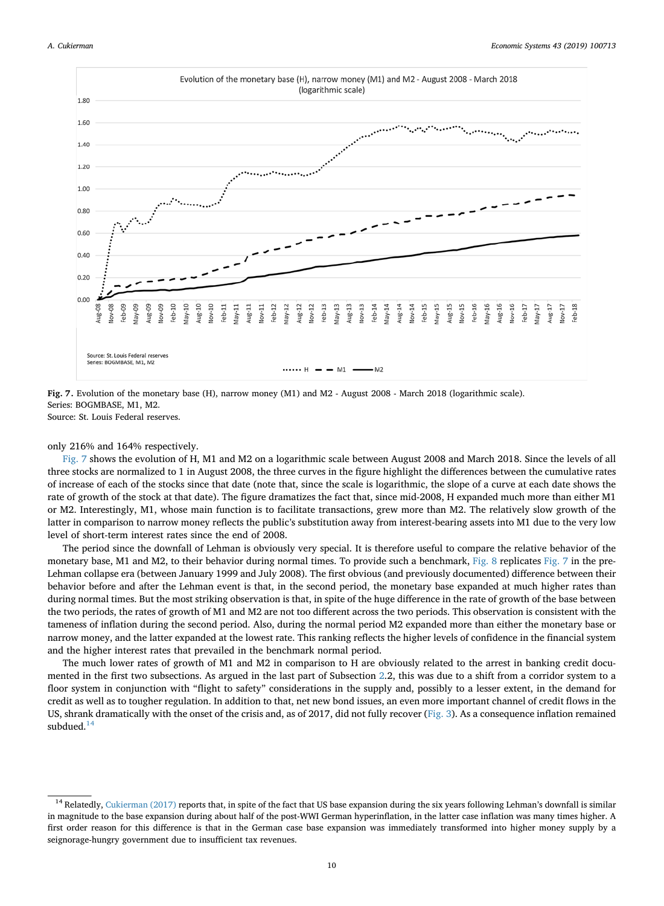Fig. 7. Evolution of the monetary base (H), narrow money (M1) and M2 - August 2008 - March 2018 (logarithmic scale).
Series: BOGMBASE, M1, M2.
Source: St. Louis Federal reserves.

only 216% and 164% respectively.

Fig. 7 shows the evolution of H, M1 and M2 on a logarithmic scale between August 2008 and March 2018. Since the levels of all three stocks are normalized to 1 in August 2008, the three curves in the figure highlight the differences between the cumulative rates of increase of each of the stocks since that date (note that, since the scale is logarithmic, the slope of a curve at each date shows the rate of growth of the stock at that date). The figure dramatizes the fact that, since mid-2008, H expanded much more than either M1 or M2. Interestingly, M1, whose main function is to facilitate transactions, grew more than M2. The relatively slow growth of the latter in comparison to narrow money reflects the public's substitution away from interest-bearing assets into M1 due to the very low level of short-term interest rates since the end of 2008.

The period since the downfall of Lehman is obviously very special. It is therefore useful to compare the relative behavior of the monetary base, M1 and M2, to their behavior during normal times. To provide such a benchmark, Fig. 8 replicates Fig. 7 in the pre-Lehman collapse era (between January 1999 and July 2008). The first obvious (and previously documented) difference between their behavior before and after the Lehman event is that, in the second period, the monetary base expanded at much higher rates than during normal times. But the most striking observation is that, in spite of the huge difference in the rate of growth of the base between the two periods, the rates of growth of M1 and M2 are not too different across the two periods. This observation is consistent with the tameness of inflation during the second period. Also, during the normal period M2 expanded more than either the monetary base or narrow money, and the latter expanded at the lowest rate. This ranking reflects the higher levels of confidence in the financial system and the higher interest rates that prevailed in the benchmark normal period.

The much lower rates of growth of M1 and M2 in comparison to H are obviously related to the arrest in banking credit documented in the first two subsections. As argued in the last part of Subsection 2.2, this was due to a shift from a corridor system to a floor system in conjunction with "flight to safety" considerations in the supply and, possibly to a lesser extent, in the demand for credit as well as to tougher regulation. In addition to that, net new bond issues, an even more important channel of credit flows in the US, shrank dramatically with the onset of the crisis and, as of 2017, did not fully recover (Fig. 3). As a consequence inflation remained subdued.[14]

[14] Relatedly, Cukierman (2017) reports that, in spite of the fact that US base expansion during the six years following Lehman's downfall is similar in magnitude to the base expansion during about half of the post-WWI German hyperinflation, in the latter case inflation was many times higher. A first order reason for this difference is that in the German case base expansion was immediately transformed into higher money supply by a seignorage-hungry government due to insufficient tax revenues.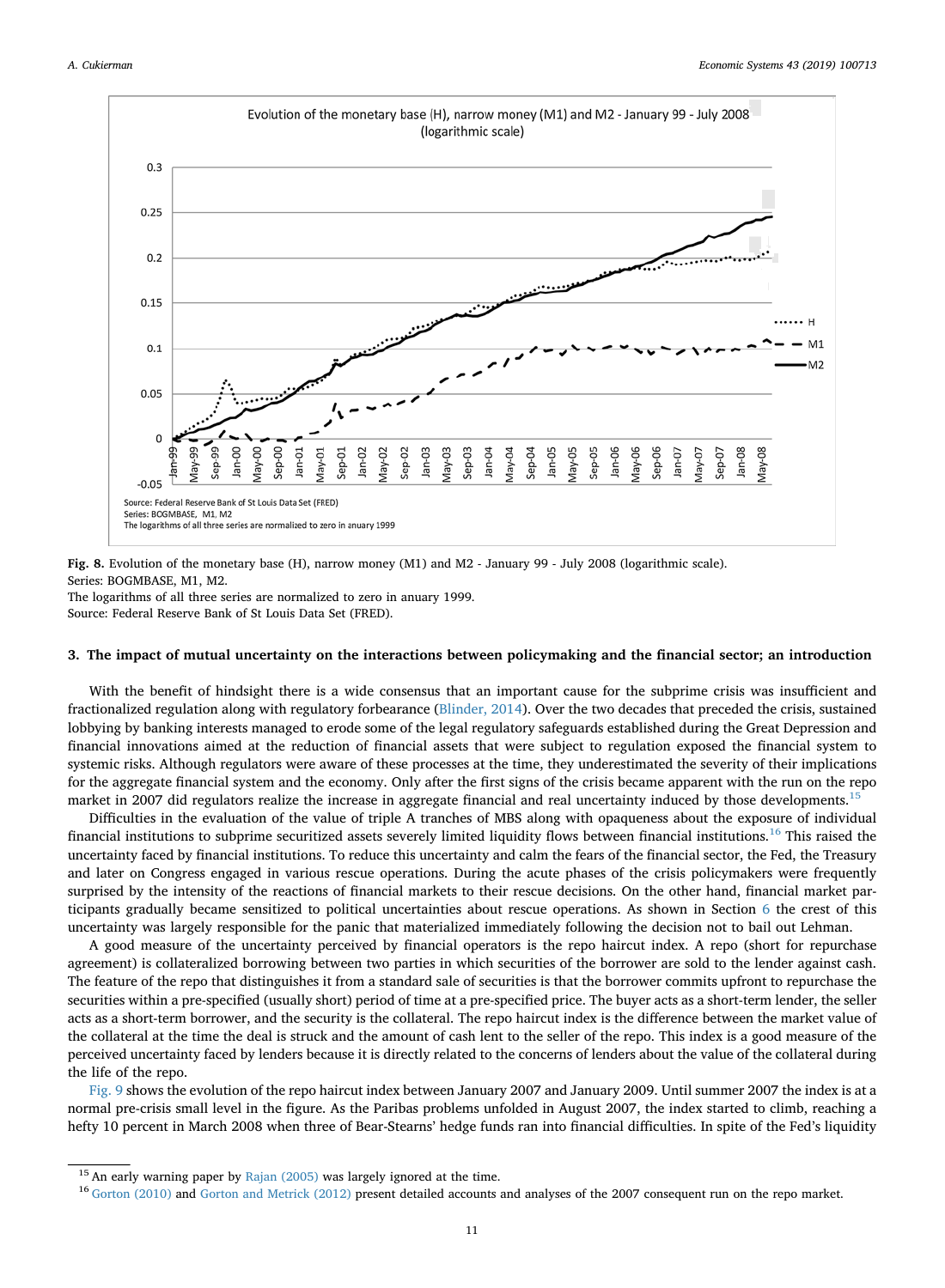Fig. 8. Evolution of the monetary base (H), narrow money (M1) and M2 - January 99 - July 2008 (logarithmic scale).
Series: BOGMBASE, M1, M2.
The logarithms of all three series are normalized to zero in anuary 1999.
Source: Federal Reserve Bank of St Louis Data Set (FRED).

## 3. The impact of mutual uncertainty on the interactions between policymaking and the financial sector; an introduction

With the benefit of hindsight there is a wide consensus that an important cause for the subprime crisis was insufficient and fractionalized regulation along with regulatory forbearance (Blinder, 2014). Over the two decades that preceded the crisis, sustained lobbying by banking interests managed to erode some of the legal regulatory safeguards established during the Great Depression and financial innovations aimed at the reduction of financial assets that were subject to regulation exposed the financial system to systemic risks. Although regulators were aware of these processes at the time, they underestimated the severity of their implications for the aggregate financial system and the economy. Only after the first signs of the crisis became apparent with the run on the repo market in 2007 did regulators realize the increase in aggregate financial and real uncertainty induced by those developments.[15]

Difficulties in the evaluation of the value of triple A tranches of MBS along with opaqueness about the exposure of individual financial institutions to subprime securitized assets severely limited liquidity flows between financial institutions.[16] This raised the uncertainty faced by financial institutions. To reduce this uncertainty and calm the fears of the financial sector, the Fed, the Treasury and later on Congress engaged in various rescue operations. During the acute phases of the crisis policymakers were frequently surprised by the intensity of the reactions of financial markets to their rescue decisions. On the other hand, financial market participants gradually became sensitized to political uncertainties about rescue operations. As shown in Section 6 the crest of this uncertainty was largely responsible for the panic that materialized immediately following the decision not to bail out Lehman.

A good measure of the uncertainty perceived by financial operators is the repo haircut index. A repo (short for repurchase agreement) is collateralized borrowing between two parties in which securities of the borrower are sold to the lender against cash. The feature of the repo that distinguishes it from a standard sale of securities is that the borrower commits upfront to repurchase the securities within a pre-specified (usually short) period of time at a pre-specified price. The buyer acts as a short-term lender, the seller acts as a short-term borrower, and the security is the collateral. The repo haircut index is the difference between the market value of the collateral at the time the deal is struck and the amount of cash lent to the seller of the repo. This index is a good measure of the perceived uncertainty faced by lenders because it is directly related to the concerns of lenders about the value of the collateral during the life of the repo.

Fig. 9 shows the evolution of the repo haircut index between January 2007 and January 2009. Until summer 2007 the index is at a normal pre-crisis small level in the figure. As the Paribas problems unfolded in August 2007, the index started to climb, reaching a hefty 10 percent in March 2008 when three of Bear-Stearns' hedge funds ran into financial difficulties. In spite of the Fed's liquidity

[15] An early warning paper by Rajan (2005) was largely ignored at the time.

[16] Gorton (2010) and Gorton and Metrick (2012) present detailed accounts and analyses of the 2007 consequent run on the repo market.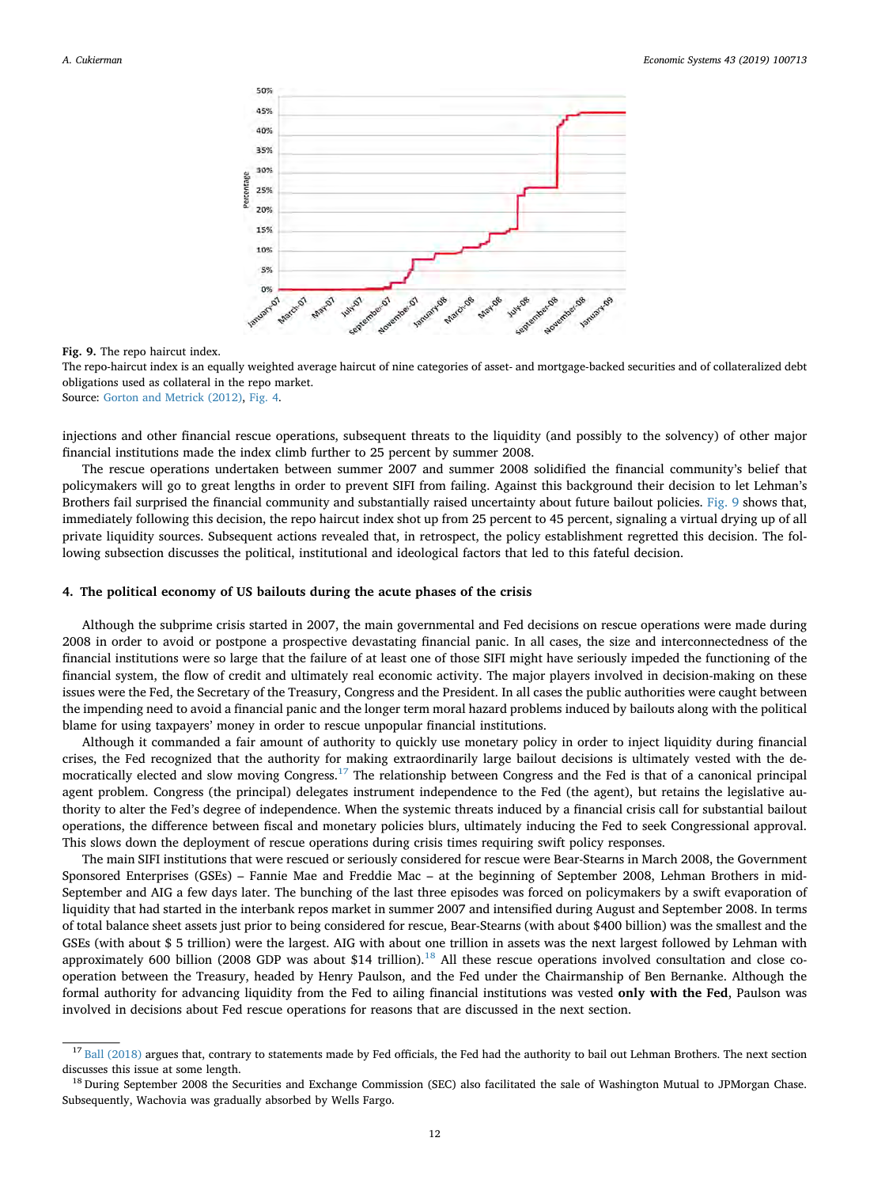**Fig. 9.** The repo haircut index.
The repo-haircut index is an equally weighted average haircut of nine categories of asset- and mortgage-backed securities and of collateralized debt obligations used as collateral in the repo market.
Source: Gorton and Metrick (2012), Fig. 4.

injections and other financial rescue operations, subsequent threats to the liquidity (and possibly to the solvency) of other major financial institutions made the index climb further to 25 percent by summer 2008.

The rescue operations undertaken between summer 2007 and summer 2008 solidified the financial community's belief that policymakers will go to great lengths in order to prevent SIFI from failing. Against this background their decision to let Lehman's Brothers fail surprised the financial community and substantially raised uncertainty about future bailout policies. Fig. 9 shows that, immediately following this decision, the repo haircut index shot up from 25 percent to 45 percent, signaling a virtual drying up of all private liquidity sources. Subsequent actions revealed that, in retrospect, the policy establishment regretted this decision. The following subsection discusses the political, institutional and ideological factors that led to this fateful decision.

## 4. The political economy of US bailouts during the acute phases of the crisis

Although the subprime crisis started in 2007, the main governmental and Fed decisions on rescue operations were made during 2008 in order to avoid or postpone a prospective devastating financial panic. In all cases, the size and interconnectedness of the financial institutions were so large that the failure of at least one of those SIFI might have seriously impeded the functioning of the financial system, the flow of credit and ultimately real economic activity. The major players involved in decision-making on these issues were the Fed, the Secretary of the Treasury, Congress and the President. In all cases the public authorities were caught between the impending need to avoid a financial panic and the longer term moral hazard problems induced by bailouts along with the political blame for using taxpayers' money in order to rescue unpopular financial institutions.

Although it commanded a fair amount of authority to quickly use monetary policy in order to inject liquidity during financial crises, the Fed recognized that the authority for making extraordinarily large bailout decisions is ultimately vested with the democratically elected and slow moving Congress.[17] The relationship between Congress and the Fed is that of a canonical principal agent problem. Congress (the principal) delegates instrument independence to the Fed (the agent), but retains the legislative authority to alter the Fed's degree of independence. When the systemic threats induced by a financial crisis call for substantial bailout operations, the difference between fiscal and monetary policies blurs, ultimately inducing the Fed to seek Congressional approval. This slows down the deployment of rescue operations during crisis times requiring swift policy responses.

The main SIFI institutions that were rescued or seriously considered for rescue were Bear-Stearns in March 2008, the Government Sponsored Enterprises (GSEs) – Fannie Mae and Freddie Mac – at the beginning of September 2008, Lehman Brothers in mid-September and AIG a few days later. The bunching of the last three episodes was forced on policymakers by a swift evaporation of liquidity that had started in the interbank repos market in summer 2007 and intensified during August and September 2008. In terms of total balance sheet assets just prior to being considered for rescue, Bear-Stearns (with about $400 billion) was the smallest and the GSEs (with about $ 5 trillion) were the largest. AIG with about one trillion in assets was the next largest followed by Lehman with approximately 600 billion (2008 GDP was about $14 trillion).[18] All these rescue operations involved consultation and close cooperation between the Treasury, headed by Henry Paulson, and the Fed under the Chairmanship of Ben Bernanke. Although the formal authority for advancing liquidity from the Fed to ailing financial institutions was vested **only with the Fed**, Paulson was involved in decisions about Fed rescue operations for reasons that are discussed in the next section.

---

[17] Ball (2018) argues that, contrary to statements made by Fed officials, the Fed had the authority to bail out Lehman Brothers. The next section discusses this issue at some length.

[18] During September 2008 the Securities and Exchange Commission (SEC) also facilitated the sale of Washington Mutual to JPMorgan Chase. Subsequently, Wachovia was gradually absorbed by Wells Fargo.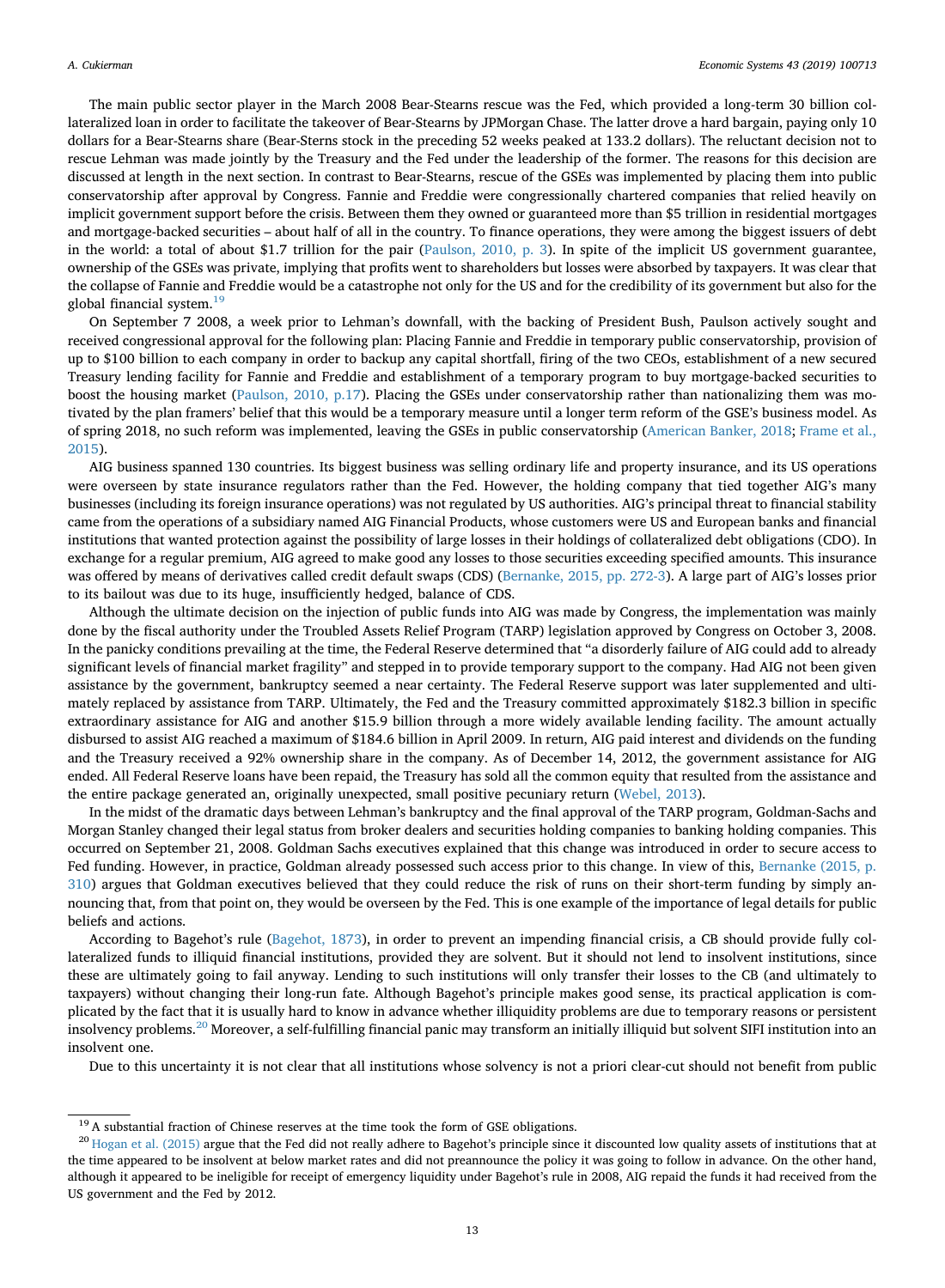The main public sector player in the March 2008 Bear-Stearns rescue was the Fed, which provided a long-term 30 billion collateralized loan in order to facilitate the takeover of Bear-Stearns by JPMorgan Chase. The latter drove a hard bargain, paying only 10 dollars for a Bear-Stearns share (Bear-Sterns stock in the preceding 52 weeks peaked at 133.2 dollars). The reluctant decision not to rescue Lehman was made jointly by the Treasury and the Fed under the leadership of the former. The reasons for this decision are discussed at length in the next section. In contrast to Bear-Stearns, rescue of the GSEs was implemented by placing them into public conservatorship after approval by Congress. Fannie and Freddie were congressionally chartered companies that relied heavily on implicit government support before the crisis. Between them they owned or guaranteed more than $5 trillion in residential mortgages and mortgage-backed securities – about half of all in the country. To finance operations, they were among the biggest issuers of debt in the world: a total of about $1.7 trillion for the pair (Paulson, 2010, p. 3). In spite of the implicit US government guarantee, ownership of the GSEs was private, implying that profits went to shareholders but losses were absorbed by taxpayers. It was clear that the collapse of Fannie and Freddie would be a catastrophe not only for the US and for the credibility of its government but also for the global financial system.[19]

On September 7 2008, a week prior to Lehman's downfall, with the backing of President Bush, Paulson actively sought and received congressional approval for the following plan: Placing Fannie and Freddie in temporary public conservatorship, provision of up to $100 billion to each company in order to backup any capital shortfall, firing of the two CEOs, establishment of a new secured Treasury lending facility for Fannie and Freddie and establishment of a temporary program to buy mortgage-backed securities to boost the housing market (Paulson, 2010, p.17). Placing the GSEs under conservatorship rather than nationalizing them was motivated by the plan framers' belief that this would be a temporary measure until a longer term reform of the GSE's business model. As of spring 2018, no such reform was implemented, leaving the GSEs in public conservatorship (American Banker, 2018; Frame et al., 2015).

AIG business spanned 130 countries. Its biggest business was selling ordinary life and property insurance, and its US operations were overseen by state insurance regulators rather than the Fed. However, the holding company that tied together AIG's many businesses (including its foreign insurance operations) was not regulated by US authorities. AIG's principal threat to financial stability came from the operations of a subsidiary named AIG Financial Products, whose customers were US and European banks and financial institutions that wanted protection against the possibility of large losses in their holdings of collateralized debt obligations (CDO). In exchange for a regular premium, AIG agreed to make good any losses to those securities exceeding specified amounts. This insurance was offered by means of derivatives called credit default swaps (CDS) (Bernanke, 2015, pp. 272-3). A large part of AIG's losses prior to its bailout was due to its huge, insufficiently hedged, balance of CDS.

Although the ultimate decision on the injection of public funds into AIG was made by Congress, the implementation was mainly done by the fiscal authority under the Troubled Assets Relief Program (TARP) legislation approved by Congress on October 3, 2008. In the panicky conditions prevailing at the time, the Federal Reserve determined that "a disorderly failure of AIG could add to already significant levels of financial market fragility" and stepped in to provide temporary support to the company. Had AIG not been given assistance by the government, bankruptcy seemed a near certainty. The Federal Reserve support was later supplemented and ultimately replaced by assistance from TARP. Ultimately, the Fed and the Treasury committed approximately $182.3 billion in specific extraordinary assistance for AIG and another $15.9 billion through a more widely available lending facility. The amount actually disbursed to assist AIG reached a maximum of $184.6 billion in April 2009. In return, AIG paid interest and dividends on the funding and the Treasury received a 92% ownership share in the company. As of December 14, 2012, the government assistance for AIG ended. All Federal Reserve loans have been repaid, the Treasury has sold all the common equity that resulted from the assistance and the entire package generated an, originally unexpected, small positive pecuniary return (Webel, 2013).

In the midst of the dramatic days between Lehman's bankruptcy and the final approval of the TARP program, Goldman-Sachs and Morgan Stanley changed their legal status from broker dealers and securities holding companies to banking holding companies. This occurred on September 21, 2008. Goldman Sachs executives explained that this change was introduced in order to secure access to Fed funding. However, in practice, Goldman already possessed such access prior to this change. In view of this, Bernanke (2015, p. 310) argues that Goldman executives believed that they could reduce the risk of runs on their short-term funding by simply announcing that, from that point on, they would be overseen by the Fed. This is one example of the importance of legal details for public beliefs and actions.

According to Bagehot's rule (Bagehot, 1873), in order to prevent an impending financial crisis, a CB should provide fully collateralized funds to illiquid financial institutions, provided they are solvent. But it should not lend to insolvent institutions, since these are ultimately going to fail anyway. Lending to such institutions will only transfer their losses to the CB (and ultimately to taxpayers) without changing their long-run fate. Although Bagehot's principle makes good sense, its practical application is complicated by the fact that it is usually hard to know in advance whether illiquidity problems are due to temporary reasons or persistent insolvency problems.[20] Moreover, a self-fulfilling financial panic may transform an initially illiquid but solvent SIFI institution into an insolvent one.

Due to this uncertainty it is not clear that all institutions whose solvency is not a priori clear-cut should not benefit from public

---

[19] A substantial fraction of Chinese reserves at the time took the form of GSE obligations.

[20] Hogan et al. (2015) argue that the Fed did not really adhere to Bagehot's principle since it discounted low quality assets of institutions that at the time appeared to be insolvent at below market rates and did not preannounce the policy it was going to follow in advance. On the other hand, although it appeared to be ineligible for receipt of emergency liquidity under Bagehot's rule in 2008, AIG repaid the funds it had received from the US government and the Fed by 2012.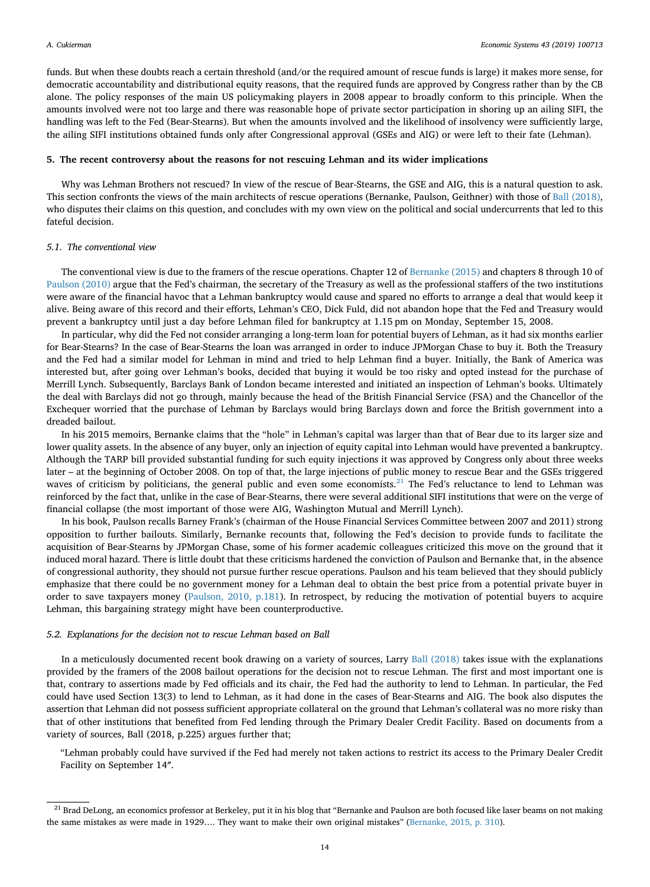funds. But when these doubts reach a certain threshold (and/or the required amount of rescue funds is large) it makes more sense, for democratic accountability and distributional equity reasons, that the required funds are approved by Congress rather than by the CB alone. The policy responses of the main US policymaking players in 2008 appear to broadly conform to this principle. When the amounts involved were not too large and there was reasonable hope of private sector participation in shoring up an ailing SIFI, the handling was left to the Fed (Bear-Stearns). But when the amounts involved and the likelihood of insolvency were sufficiently large, the ailing SIFI institutions obtained funds only after Congressional approval (GSEs and AIG) or were left to their fate (Lehman).

## 5. The recent controversy about the reasons for not rescuing Lehman and its wider implications

Why was Lehman Brothers not rescued? In view of the rescue of Bear-Stearns, the GSE and AIG, this is a natural question to ask. This section confronts the views of the main architects of rescue operations (Bernanke, Paulson, Geithner) with those of Ball (2018), who disputes their claims on this question, and concludes with my own view on the political and social undercurrents that led to this fateful decision.

### 5.1. The conventional view

The conventional view is due to the framers of the rescue operations. Chapter 12 of Bernanke (2015) and chapters 8 through 10 of Paulson (2010) argue that the Fed's chairman, the secretary of the Treasury as well as the professional staffers of the two institutions were aware of the financial havoc that a Lehman bankruptcy would cause and spared no efforts to arrange a deal that would keep it alive. Being aware of this record and their efforts, Lehman's CEO, Dick Fuld, did not abandon hope that the Fed and Treasury would prevent a bankruptcy until just a day before Lehman filed for bankruptcy at 1.15 pm on Monday, September 15, 2008.

In particular, why did the Fed not consider arranging a long-term loan for potential buyers of Lehman, as it had six months earlier for Bear-Stearns? In the case of Bear-Stearns the loan was arranged in order to induce JPMorgan Chase to buy it. Both the Treasury and the Fed had a similar model for Lehman in mind and tried to help Lehman find a buyer. Initially, the Bank of America was interested but, after going over Lehman's books, decided that buying it would be too risky and opted instead for the purchase of Merrill Lynch. Subsequently, Barclays Bank of London became interested and initiated an inspection of Lehman's books. Ultimately the deal with Barclays did not go through, mainly because the head of the British Financial Service (FSA) and the Chancellor of the Exchequer worried that the purchase of Lehman by Barclays would bring Barclays down and force the British government into a dreaded bailout.

In his 2015 memoirs, Bernanke claims that the "hole" in Lehman's capital was larger than that of Bear due to its larger size and lower quality assets. In the absence of any buyer, only an injection of equity capital into Lehman would have prevented a bankruptcy. Although the TARP bill provided substantial funding for such equity injections it was approved by Congress only about three weeks later – at the beginning of October 2008. On top of that, the large injections of public money to rescue Bear and the GSEs triggered waves of criticism by politicians, the general public and even some economists.[21] The Fed's reluctance to lend to Lehman was reinforced by the fact that, unlike in the case of Bear-Stearns, there were several additional SIFI institutions that were on the verge of financial collapse (the most important of those were AIG, Washington Mutual and Merrill Lynch).

In his book, Paulson recalls Barney Frank's (chairman of the House Financial Services Committee between 2007 and 2011) strong opposition to further bailouts. Similarly, Bernanke recounts that, following the Fed's decision to provide funds to facilitate the acquisition of Bear-Stearns by JPMorgan Chase, some of his former academic colleagues criticized this move on the ground that it induced moral hazard. There is little doubt that these criticisms hardened the conviction of Paulson and Bernanke that, in the absence of congressional authority, they should not pursue further rescue operations. Paulson and his team believed that they should publicly emphasize that there could be no government money for a Lehman deal to obtain the best price from a potential private buyer in order to save taxpayers money (Paulson, 2010, p.181). In retrospect, by reducing the motivation of potential buyers to acquire Lehman, this bargaining strategy might have been counterproductive.

### 5.2. Explanations for the decision not to rescue Lehman based on Ball

In a meticulously documented recent book drawing on a variety of sources, Larry Ball (2018) takes issue with the explanations provided by the framers of the 2008 bailout operations for the decision not to rescue Lehman. The first and most important one is that, contrary to assertions made by Fed officials and its chair, the Fed had the authority to lend to Lehman. In particular, the Fed could have used Section 13(3) to lend to Lehman, as it had done in the cases of Bear-Stearns and AIG. The book also disputes the assertion that Lehman did not possess sufficient appropriate collateral on the ground that Lehman's collateral was no more risky than that of other institutions that benefited from Fed lending through the Primary Dealer Credit Facility. Based on documents from a variety of sources, Ball (2018, p.225) argues further that;

> "Lehman probably could have survived if the Fed had merely not taken actions to restrict its access to the Primary Dealer Credit Facility on September 14″.

[21] Brad DeLong, an economics professor at Berkeley, put it in his blog that "Bernanke and Paulson are both focused like laser beams on not making the same mistakes as were made in 1929…. They want to make their own original mistakes" (Bernanke, 2015, p. 310).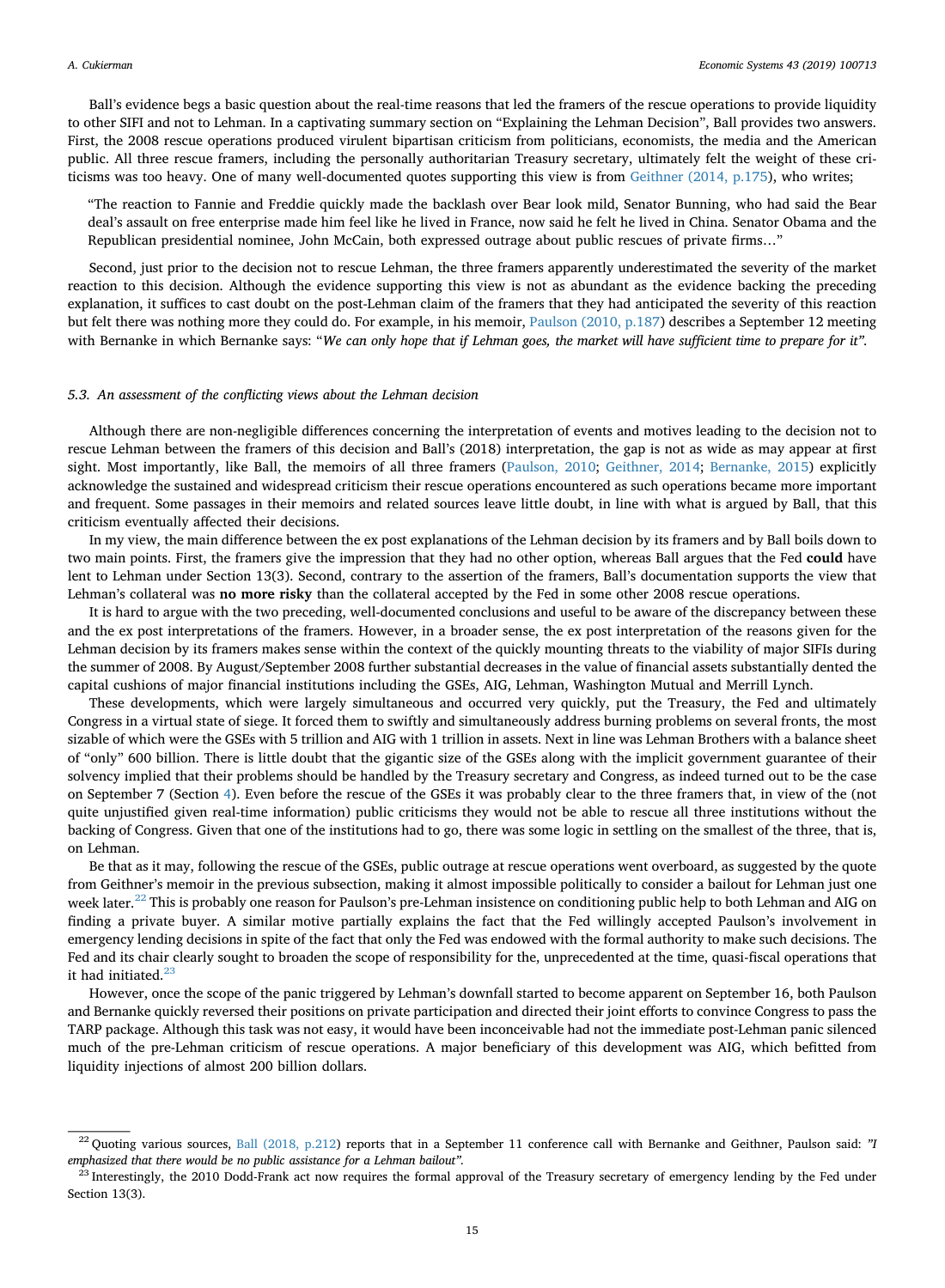Ball's evidence begs a basic question about the real-time reasons that led the framers of the rescue operations to provide liquidity to other SIFI and not to Lehman. In a captivating summary section on "Explaining the Lehman Decision", Ball provides two answers. First, the 2008 rescue operations produced virulent bipartisan criticism from politicians, economists, the media and the American public. All three rescue framers, including the personally authoritarian Treasury secretary, ultimately felt the weight of these criticisms was too heavy. One of many well-documented quotes supporting this view is from Geithner (2014, p.175), who writes;

> "The reaction to Fannie and Freddie quickly made the backlash over Bear look mild, Senator Bunning, who had said the Bear deal's assault on free enterprise made him feel like he lived in France, now said he felt he lived in China. Senator Obama and the Republican presidential nominee, John McCain, both expressed outrage about public rescues of private firms…"

Second, just prior to the decision not to rescue Lehman, the three framers apparently underestimated the severity of the market reaction to this decision. Although the evidence supporting this view is not as abundant as the evidence backing the preceding explanation, it suffices to cast doubt on the post-Lehman claim of the framers that they had anticipated the severity of this reaction but felt there was nothing more they could do. For example, in his memoir, Paulson (2010, p.187) describes a September 12 meeting with Bernanke in which Bernanke says: "*We can only hope that if Lehman goes, the market will have sufficient time to prepare for it*".

### 5.3. An assessment of the conflicting views about the Lehman decision

Although there are non-negligible differences concerning the interpretation of events and motives leading to the decision not to rescue Lehman between the framers of this decision and Ball's (2018) interpretation, the gap is not as wide as may appear at first sight. Most importantly, like Ball, the memoirs of all three framers (Paulson, 2010; Geithner, 2014; Bernanke, 2015) explicitly acknowledge the sustained and widespread criticism their rescue operations encountered as such operations became more important and frequent. Some passages in their memoirs and related sources leave little doubt, in line with what is argued by Ball, that this criticism eventually affected their decisions.

In my view, the main difference between the ex post explanations of the Lehman decision by its framers and by Ball boils down to two main points. First, the framers give the impression that they had no other option, whereas Ball argues that the Fed **could** have lent to Lehman under Section 13(3). Second, contrary to the assertion of the framers, Ball's documentation supports the view that Lehman's collateral was **no more risky** than the collateral accepted by the Fed in some other 2008 rescue operations.

It is hard to argue with the two preceding, well-documented conclusions and useful to be aware of the discrepancy between these and the ex post interpretations of the framers. However, in a broader sense, the ex post interpretation of the reasons given for the Lehman decision by its framers makes sense within the context of the quickly mounting threats to the viability of major SIFIs during the summer of 2008. By August/September 2008 further substantial decreases in the value of financial assets substantially dented the capital cushions of major financial institutions including the GSEs, AIG, Lehman, Washington Mutual and Merrill Lynch.

These developments, which were largely simultaneous and occurred very quickly, put the Treasury, the Fed and ultimately Congress in a virtual state of siege. It forced them to swiftly and simultaneously address burning problems on several fronts, the most sizable of which were the GSEs with 5 trillion and AIG with 1 trillion in assets. Next in line was Lehman Brothers with a balance sheet of "only" 600 billion. There is little doubt that the gigantic size of the GSEs along with the implicit government guarantee of their solvency implied that their problems should be handled by the Treasury secretary and Congress, as indeed turned out to be the case on September 7 (Section 4). Even before the rescue of the GSEs it was probably clear to the three framers that, in view of the (not quite unjustified given real-time information) public criticisms they would not be able to rescue all three institutions without the backing of Congress. Given that one of the institutions had to go, there was some logic in settling on the smallest of the three, that is, on Lehman.

Be that as it may, following the rescue of the GSEs, public outrage at rescue operations went overboard, as suggested by the quote from Geithner's memoir in the previous subsection, making it almost impossible politically to consider a bailout for Lehman just one week later.[22] This is probably one reason for Paulson's pre-Lehman insistence on conditioning public help to both Lehman and AIG on finding a private buyer. A similar motive partially explains the fact that the Fed willingly accepted Paulson's involvement in emergency lending decisions in spite of the fact that only the Fed was endowed with the formal authority to make such decisions. The Fed and its chair clearly sought to broaden the scope of responsibility for the, unprecedented at the time, quasi-fiscal operations that it had initiated.[23]

However, once the scope of the panic triggered by Lehman's downfall started to become apparent on September 16, both Paulson and Bernanke quickly reversed their positions on private participation and directed their joint efforts to convince Congress to pass the TARP package. Although this task was not easy, it would have been inconceivable had not the immediate post-Lehman panic silenced much of the pre-Lehman criticism of rescue operations. A major beneficiary of this development was AIG, which befitted from liquidity injections of almost 200 billion dollars.

---

[22] Quoting various sources, Ball (2018, p.212) reports that in a September 11 conference call with Bernanke and Geithner, Paulson said: *"I emphasized that there would be no public assistance for a Lehman bailout"*.

[23] Interestingly, the 2010 Dodd-Frank act now requires the formal approval of the Treasury secretary of emergency lending by the Fed under Section 13(3).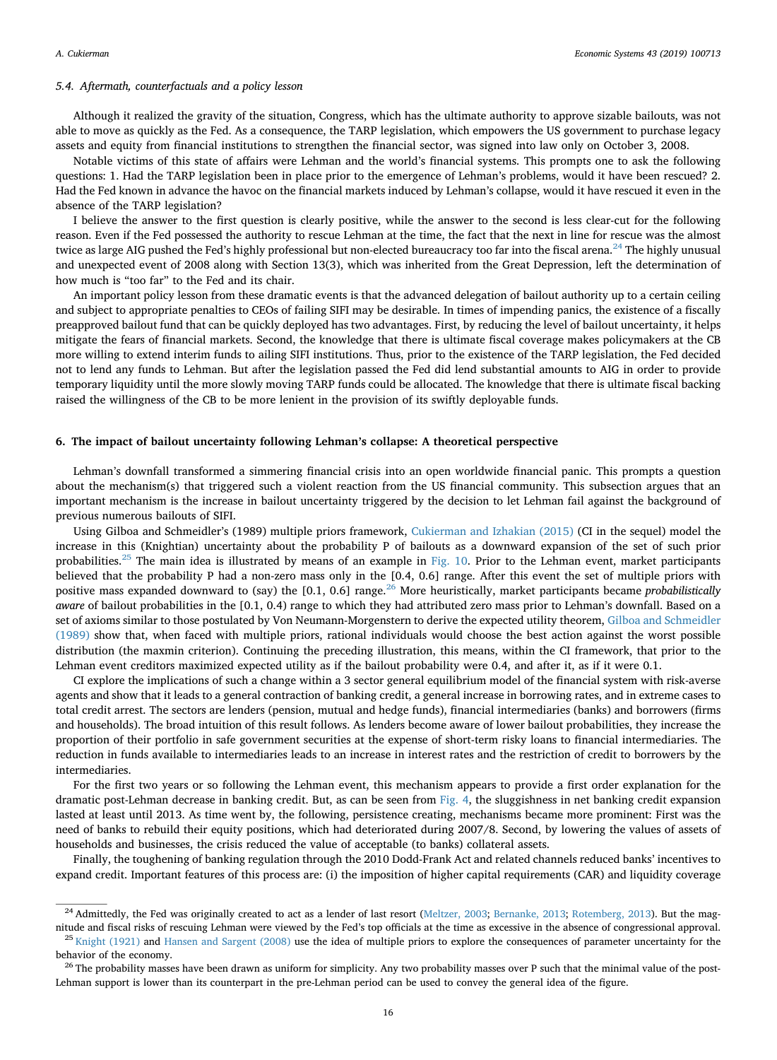### 5.4. Aftermath, counterfactuals and a policy lesson

Although it realized the gravity of the situation, Congress, which has the ultimate authority to approve sizable bailouts, was not able to move as quickly as the Fed. As a consequence, the TARP legislation, which empowers the US government to purchase legacy assets and equity from financial institutions to strengthen the financial sector, was signed into law only on October 3, 2008.

Notable victims of this state of affairs were Lehman and the world's financial systems. This prompts one to ask the following questions: 1. Had the TARP legislation been in place prior to the emergence of Lehman's problems, would it have been rescued? 2. Had the Fed known in advance the havoc on the financial markets induced by Lehman's collapse, would it have rescued it even in the absence of the TARP legislation?

I believe the answer to the first question is clearly positive, while the answer to the second is less clear-cut for the following reason. Even if the Fed possessed the authority to rescue Lehman at the time, the fact that the next in line for rescue was the almost twice as large AIG pushed the Fed's highly professional but non-elected bureaucracy too far into the fiscal arena.[24] The highly unusual and unexpected event of 2008 along with Section 13(3), which was inherited from the Great Depression, left the determination of how much is "too far" to the Fed and its chair.

An important policy lesson from these dramatic events is that the advanced delegation of bailout authority up to a certain ceiling and subject to appropriate penalties to CEOs of failing SIFI may be desirable. In times of impending panics, the existence of a fiscally preapproved bailout fund that can be quickly deployed has two advantages. First, by reducing the level of bailout uncertainty, it helps mitigate the fears of financial markets. Second, the knowledge that there is ultimate fiscal coverage makes policymakers at the CB more willing to extend interim funds to ailing SIFI institutions. Thus, prior to the existence of the TARP legislation, the Fed decided not to lend any funds to Lehman. But after the legislation passed the Fed did lend substantial amounts to AIG in order to provide temporary liquidity until the more slowly moving TARP funds could be allocated. The knowledge that there is ultimate fiscal backing raised the willingness of the CB to be more lenient in the provision of its swiftly deployable funds.

## 6. The impact of bailout uncertainty following Lehman's collapse: A theoretical perspective

Lehman's downfall transformed a simmering financial crisis into an open worldwide financial panic. This prompts a question about the mechanism(s) that triggered such a violent reaction from the US financial community. This subsection argues that an important mechanism is the increase in bailout uncertainty triggered by the decision to let Lehman fail against the background of previous numerous bailouts of SIFI.

Using Gilboa and Schmeidler's (1989) multiple priors framework, Cukierman and Izhakian (2015) (CI in the sequel) model the increase in this (Knightian) uncertainty about the probability P of bailouts as a downward expansion of the set of such prior probabilities.[25] The main idea is illustrated by means of an example in Fig. 10. Prior to the Lehman event, market participants believed that the probability P had a non-zero mass only in the [0.4, 0.6] range. After this event the set of multiple priors with positive mass expanded downward to (say) the [0.1, 0.6] range.[26] More heuristically, market participants became *probabilistically aware* of bailout probabilities in the [0.1, 0.4) range to which they had attributed zero mass prior to Lehman's downfall. Based on a set of axioms similar to those postulated by Von Neumann-Morgenstern to derive the expected utility theorem, Gilboa and Schmeidler (1989) show that, when faced with multiple priors, rational individuals would choose the best action against the worst possible distribution (the maxmin criterion). Continuing the preceding illustration, this means, within the CI framework, that prior to the Lehman event creditors maximized expected utility as if the bailout probability were 0.4, and after it, as if it were 0.1.

CI explore the implications of such a change within a 3 sector general equilibrium model of the financial system with risk-averse agents and show that it leads to a general contraction of banking credit, a general increase in borrowing rates, and in extreme cases to total credit arrest. The sectors are lenders (pension, mutual and hedge funds), financial intermediaries (banks) and borrowers (firms and households). The broad intuition of this result follows. As lenders become aware of lower bailout probabilities, they increase the proportion of their portfolio in safe government securities at the expense of short-term risky loans to financial intermediaries. The reduction in funds available to intermediaries leads to an increase in interest rates and the restriction of credit to borrowers by the intermediaries.

For the first two years or so following the Lehman event, this mechanism appears to provide a first order explanation for the dramatic post-Lehman decrease in banking credit. But, as can be seen from Fig. 4, the sluggishness in net banking credit expansion lasted at least until 2013. As time went by, the following, persistence creating, mechanisms became more prominent: First was the need of banks to rebuild their equity positions, which had deteriorated during 2007/8. Second, by lowering the values of assets of households and businesses, the crisis reduced the value of acceptable (to banks) collateral assets.

Finally, the toughening of banking regulation through the 2010 Dodd-Frank Act and related channels reduced banks' incentives to expand credit. Important features of this process are: (i) the imposition of higher capital requirements (CAR) and liquidity coverage

---

[24] Admittedly, the Fed was originally created to act as a lender of last resort (Meltzer, 2003; Bernanke, 2013; Rotemberg, 2013). But the magnitude and fiscal risks of rescuing Lehman were viewed by the Fed's top officials at the time as excessive in the absence of congressional approval.

[25] Knight (1921) and Hansen and Sargent (2008) use the idea of multiple priors to explore the consequences of parameter uncertainty for the behavior of the economy.

[26] The probability masses have been drawn as uniform for simplicity. Any two probability masses over P such that the minimal value of the post-Lehman support is lower than its counterpart in the pre-Lehman period can be used to convey the general idea of the figure.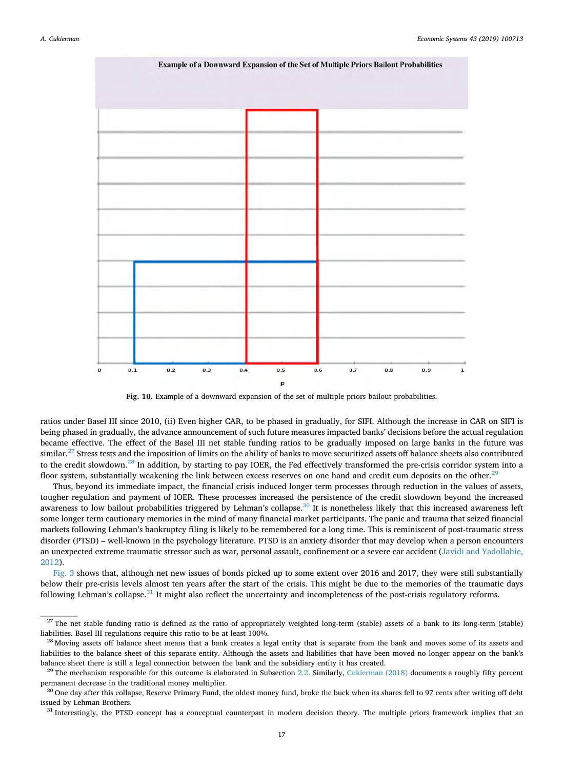**Fig. 10.** Example of a downward expansion of the set of multiple priors bailout probabilities.

ratios under Basel III since 2010, (ii) Even higher CAR, to be phased in gradually, for SIFI. Although the increase in CAR on SIFI is being phased in gradually, the advance announcement of such future measures impacted banks' decisions before the actual regulation became effective. The effect of the Basel III net stable funding ratios to be gradually imposed on large banks in the future was similar.[27] Stress tests and the imposition of limits on the ability of banks to move securitized assets off balance sheets also contributed to the credit slowdown.[28] In addition, by starting to pay IOER, the Fed effectively transformed the pre-crisis corridor system into a floor system, substantially weakening the link between excess reserves on one hand and credit cum deposits on the other.[29]

Thus, beyond its immediate impact, the financial crisis induced longer term processes through reduction in the values of assets, tougher regulation and payment of IOER. These processes increased the persistence of the credit slowdown beyond the increased awareness to low bailout probabilities triggered by Lehman's collapse.[30] It is nonetheless likely that this increased awareness left some longer term cautionary memories in the mind of many financial market participants. The panic and trauma that seized financial markets following Lehman's bankruptcy filing is likely to be remembered for a long time. This is reminiscent of post-traumatic stress disorder (PTSD) – well-known in the psychology literature. PTSD is an anxiety disorder that may develop when a person encounters an unexpected extreme traumatic stressor such as war, personal assault, confinement or a severe car accident (Javidi and Yadollahie, 2012).

Fig. 3 shows that, although net new issues of bonds picked up to some extent over 2016 and 2017, they were still substantially below their pre-crisis levels almost ten years after the start of the crisis. This might be due to the memories of the traumatic days following Lehman's collapse.[31] It might also reflect the uncertainty and incompleteness of the post-crisis regulatory reforms.

---

[27] The net stable funding ratio is defined as the ratio of appropriately weighted long-term (stable) assets of a bank to its long-term (stable) liabilities. Basel III regulations require this ratio to be at least 100%.

[28] Moving assets off balance sheet means that a bank creates a legal entity that is separate from the bank and moves some of its assets and liabilities to the balance sheet of this separate entity. Although the assets and liabilities that have been moved no longer appear on the bank's balance sheet there is still a legal connection between the bank and the subsidiary entity it has created.

[29] The mechanism responsible for this outcome is elaborated in Subsection 2.2. Similarly, Cukierman (2018) documents a roughly fifty percent permanent decrease in the traditional money multiplier.

[30] One day after this collapse, Reserve Primary Fund, the oldest money fund, broke the buck when its shares fell to 97 cents after writing off debt issued by Lehman Brothers.

[31] Interestingly, the PTSD concept has a conceptual counterpart in modern decision theory. The multiple priors framework implies that an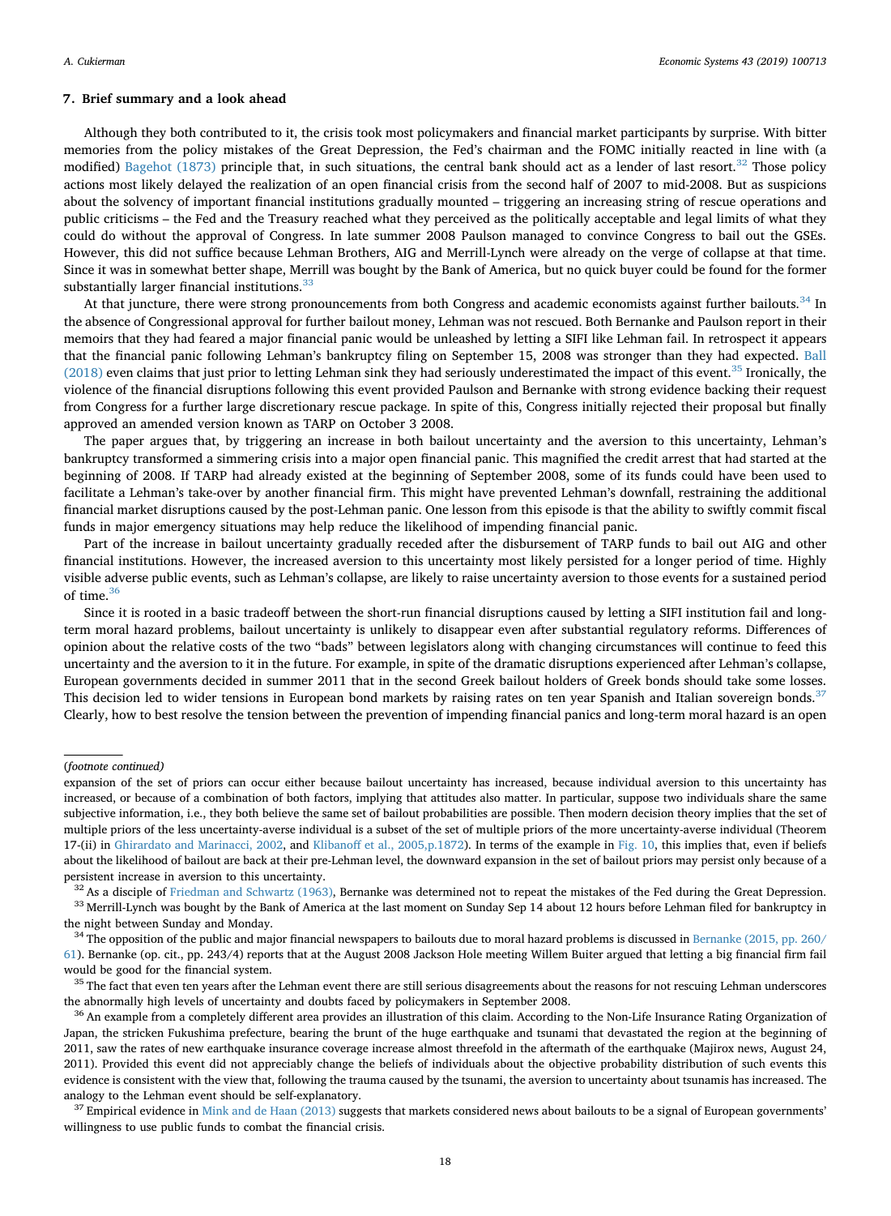## 7. Brief summary and a look ahead

Although they both contributed to it, the crisis took most policymakers and financial market participants by surprise. With bitter memories from the policy mistakes of the Great Depression, the Fed's chairman and the FOMC initially reacted in line with (a modified) Bagehot (1873) principle that, in such situations, the central bank should act as a lender of last resort.[32] Those policy actions most likely delayed the realization of an open financial crisis from the second half of 2007 to mid-2008. But as suspicions about the solvency of important financial institutions gradually mounted – triggering an increasing string of rescue operations and public criticisms – the Fed and the Treasury reached what they perceived as the politically acceptable and legal limits of what they could do without the approval of Congress. In late summer 2008 Paulson managed to convince Congress to bail out the GSEs. However, this did not suffice because Lehman Brothers, AIG and Merrill-Lynch were already on the verge of collapse at that time. Since it was in somewhat better shape, Merrill was bought by the Bank of America, but no quick buyer could be found for the former substantially larger financial institutions.[33]

At that juncture, there were strong pronouncements from both Congress and academic economists against further bailouts.[34] In the absence of Congressional approval for further bailout money, Lehman was not rescued. Both Bernanke and Paulson report in their memoirs that they had feared a major financial panic would be unleashed by letting a SIFI like Lehman fail. In retrospect it appears that the financial panic following Lehman's bankruptcy filing on September 15, 2008 was stronger than they had expected. Ball (2018) even claims that just prior to letting Lehman sink they had seriously underestimated the impact of this event.[35] Ironically, the violence of the financial disruptions following this event provided Paulson and Bernanke with strong evidence backing their request from Congress for a further large discretionary rescue package. In spite of this, Congress initially rejected their proposal but finally approved an amended version known as TARP on October 3 2008.

The paper argues that, by triggering an increase in both bailout uncertainty and the aversion to this uncertainty, Lehman's bankruptcy transformed a simmering crisis into a major open financial panic. This magnified the credit arrest that had started at the beginning of 2008. If TARP had already existed at the beginning of September 2008, some of its funds could have been used to facilitate a Lehman's take-over by another financial firm. This might have prevented Lehman's downfall, restraining the additional financial market disruptions caused by the post-Lehman panic. One lesson from this episode is that the ability to swiftly commit fiscal funds in major emergency situations may help reduce the likelihood of impending financial panic.

Part of the increase in bailout uncertainty gradually receded after the disbursement of TARP funds to bail out AIG and other financial institutions. However, the increased aversion to this uncertainty most likely persisted for a longer period of time. Highly visible adverse public events, such as Lehman's collapse, are likely to raise uncertainty aversion to those events for a sustained period of time.[36]

Since it is rooted in a basic tradeoff between the short-run financial disruptions caused by letting a SIFI institution fail and long-term moral hazard problems, bailout uncertainty is unlikely to disappear even after substantial regulatory reforms. Differences of opinion about the relative costs of the two "bads" between legislators along with changing circumstances will continue to feed this uncertainty and the aversion to it in the future. For example, in spite of the dramatic disruptions experienced after Lehman's collapse, European governments decided in summer 2011 that in the second Greek bailout holders of Greek bonds should take some losses. This decision led to wider tensions in European bond markets by raising rates on ten year Spanish and Italian sovereign bonds.[37] Clearly, how to best resolve the tension between the prevention of impending financial panics and long-term moral hazard is an open

---

(*footnote continued*)

expansion of the set of priors can occur either because bailout uncertainty has increased, because individual aversion to this uncertainty has increased, or because of a combination of both factors, implying that attitudes also matter. In particular, suppose two individuals share the same subjective information, i.e., they both believe the same set of bailout probabilities are possible. Then modern decision theory implies that the set of multiple priors of the less uncertainty-averse individual is a subset of the set of multiple priors of the more uncertainty-averse individual (Theorem 17-(ii) in Ghirardato and Marinacci, 2002, and Klibanoff et al., 2005,p.1872). In terms of the example in Fig. 10, this implies that, even if beliefs about the likelihood of bailout are back at their pre-Lehman level, the downward expansion in the set of bailout priors may persist only because of a persistent increase in aversion to this uncertainty.

[32] As a disciple of Friedman and Schwartz (1963), Bernanke was determined not to repeat the mistakes of the Fed during the Great Depression.

[33] Merrill-Lynch was bought by the Bank of America at the last moment on Sunday Sep 14 about 12 hours before Lehman filed for bankruptcy in the night between Sunday and Monday.

[34] The opposition of the public and major financial newspapers to bailouts due to moral hazard problems is discussed in Bernanke (2015, pp. 260/61). Bernanke (op. cit., pp. 243/4) reports that at the August 2008 Jackson Hole meeting Willem Buiter argued that letting a big financial firm fail would be good for the financial system.

[35] The fact that even ten years after the Lehman event there are still serious disagreements about the reasons for not rescuing Lehman underscores the abnormally high levels of uncertainty and doubts faced by policymakers in September 2008.

[36] An example from a completely different area provides an illustration of this claim. According to the Non-Life Insurance Rating Organization of Japan, the stricken Fukushima prefecture, bearing the brunt of the huge earthquake and tsunami that devastated the region at the beginning of 2011, saw the rates of new earthquake insurance coverage increase almost threefold in the aftermath of the earthquake (Majirox news, August 24, 2011). Provided this event did not appreciably change the beliefs of individuals about the objective probability distribution of such events this evidence is consistent with the view that, following the trauma caused by the tsunami, the aversion to uncertainty about tsunamis has increased. The analogy to the Lehman event should be self-explanatory.

[37] Empirical evidence in Mink and de Haan (2013) suggests that markets considered news about bailouts to be a signal of European governments' willingness to use public funds to combat the financial crisis.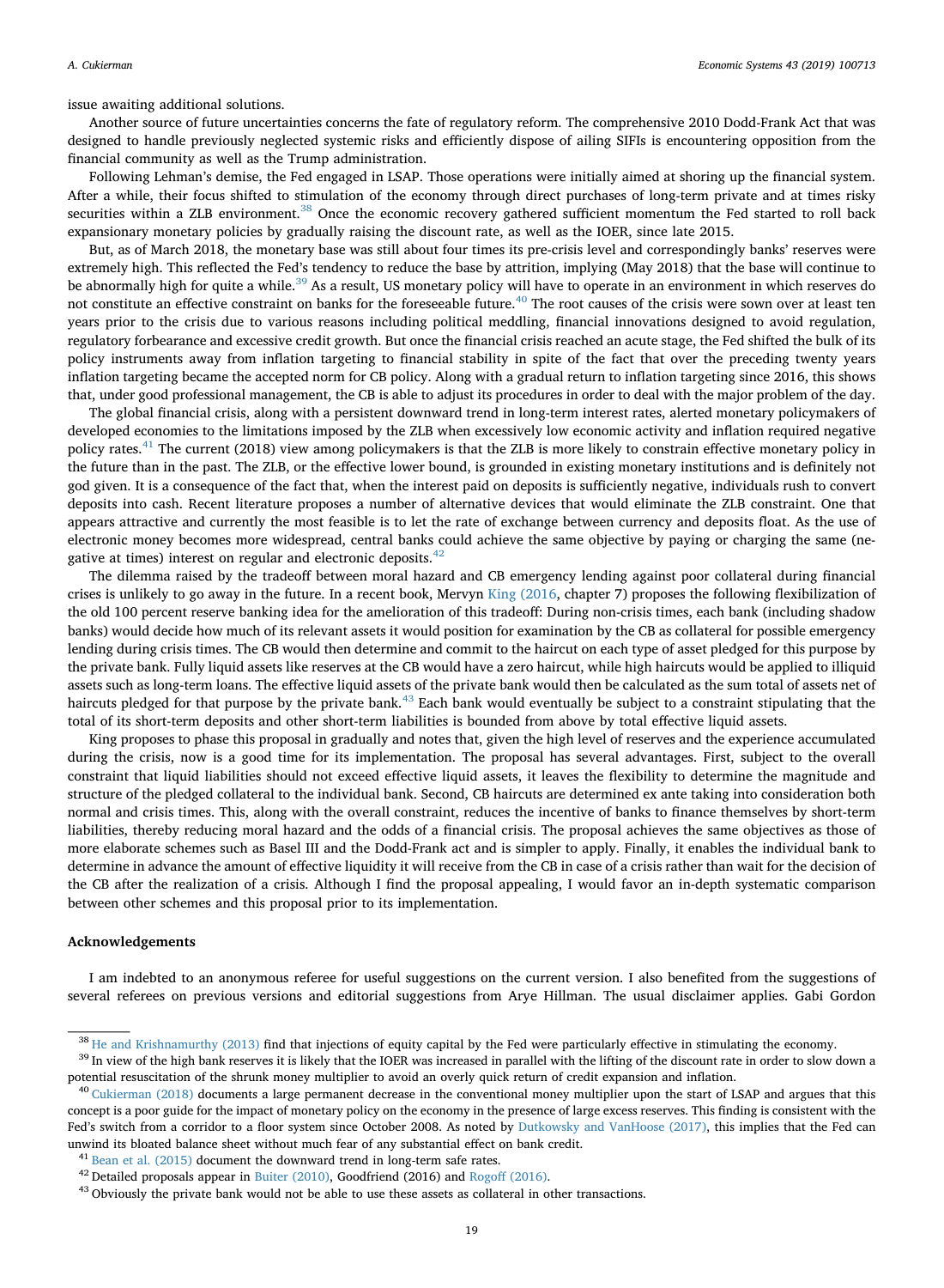issue awaiting additional solutions.

Another source of future uncertainties concerns the fate of regulatory reform. The comprehensive 2010 Dodd-Frank Act that was designed to handle previously neglected systemic risks and efficiently dispose of ailing SIFIs is encountering opposition from the financial community as well as the Trump administration.

Following Lehman's demise, the Fed engaged in LSAP. Those operations were initially aimed at shoring up the financial system. After a while, their focus shifted to stimulation of the economy through direct purchases of long-term private and at times risky securities within a ZLB environment.[38] Once the economic recovery gathered sufficient momentum the Fed started to roll back expansionary monetary policies by gradually raising the discount rate, as well as the IOER, since late 2015.

But, as of March 2018, the monetary base was still about four times its pre-crisis level and correspondingly banks' reserves were extremely high. This reflected the Fed's tendency to reduce the base by attrition, implying (May 2018) that the base will continue to be abnormally high for quite a while.[39] As a result, US monetary policy will have to operate in an environment in which reserves do not constitute an effective constraint on banks for the foreseeable future.[40] The root causes of the crisis were sown over at least ten years prior to the crisis due to various reasons including political meddling, financial innovations designed to avoid regulation, regulatory forbearance and excessive credit growth. But once the financial crisis reached an acute stage, the Fed shifted the bulk of its policy instruments away from inflation targeting to financial stability in spite of the fact that over the preceding twenty years inflation targeting became the accepted norm for CB policy. Along with a gradual return to inflation targeting since 2016, this shows that, under good professional management, the CB is able to adjust its procedures in order to deal with the major problem of the day.

The global financial crisis, along with a persistent downward trend in long-term interest rates, alerted monetary policymakers of developed economies to the limitations imposed by the ZLB when excessively low economic activity and inflation required negative policy rates.[41] The current (2018) view among policymakers is that the ZLB is more likely to constrain effective monetary policy in the future than in the past. The ZLB, or the effective lower bound, is grounded in existing monetary institutions and is definitely not god given. It is a consequence of the fact that, when the interest paid on deposits is sufficiently negative, individuals rush to convert deposits into cash. Recent literature proposes a number of alternative devices that would eliminate the ZLB constraint. One that appears attractive and currently the most feasible is to let the rate of exchange between currency and deposits float. As the use of electronic money becomes more widespread, central banks could achieve the same objective by paying or charging the same (negative at times) interest on regular and electronic deposits.[42]

The dilemma raised by the tradeoff between moral hazard and CB emergency lending against poor collateral during financial crises is unlikely to go away in the future. In a recent book, Mervyn King (2016, chapter 7) proposes the following flexibilization of the old 100 percent reserve banking idea for the amelioration of this tradeoff: During non-crisis times, each bank (including shadow banks) would decide how much of its relevant assets it would position for examination by the CB as collateral for possible emergency lending during crisis times. The CB would then determine and commit to the haircut on each type of asset pledged for this purpose by the private bank. Fully liquid assets like reserves at the CB would have a zero haircut, while high haircuts would be applied to illiquid assets such as long-term loans. The effective liquid assets of the private bank would then be calculated as the sum total of assets net of haircuts pledged for that purpose by the private bank.[43] Each bank would eventually be subject to a constraint stipulating that the total of its short-term deposits and other short-term liabilities is bounded from above by total effective liquid assets.

King proposes to phase this proposal in gradually and notes that, given the high level of reserves and the experience accumulated during the crisis, now is a good time for its implementation. The proposal has several advantages. First, subject to the overall constraint that liquid liabilities should not exceed effective liquid assets, it leaves the flexibility to determine the magnitude and structure of the pledged collateral to the individual bank. Second, CB haircuts are determined ex ante taking into consideration both normal and crisis times. This, along with the overall constraint, reduces the incentive of banks to finance themselves by short-term liabilities, thereby reducing moral hazard and the odds of a financial crisis. The proposal achieves the same objectives as those of more elaborate schemes such as Basel III and the Dodd-Frank act and is simpler to apply. Finally, it enables the individual bank to determine in advance the amount of effective liquidity it will receive from the CB in case of a crisis rather than wait for the decision of the CB after the realization of a crisis. Although I find the proposal appealing, I would favor an in-depth systematic comparison between other schemes and this proposal prior to its implementation.

## Acknowledgements

I am indebted to an anonymous referee for useful suggestions on the current version. I also benefited from the suggestions of several referees on previous versions and editorial suggestions from Arye Hillman. The usual disclaimer applies. Gabi Gordon

---

[38] He and Krishnamurthy (2013) find that injections of equity capital by the Fed were particularly effective in stimulating the economy.

[39] In view of the high bank reserves it is likely that the IOER was increased in parallel with the lifting of the discount rate in order to slow down a potential resuscitation of the shrunk money multiplier to avoid an overly quick return of credit expansion and inflation.

[40] Cukierman (2018) documents a large permanent decrease in the conventional money multiplier upon the start of LSAP and argues that this concept is a poor guide for the impact of monetary policy on the economy in the presence of large excess reserves. This finding is consistent with the Fed's switch from a corridor to a floor system since October 2008. As noted by Dutkowsky and VanHoose (2017), this implies that the Fed can unwind its bloated balance sheet without much fear of any substantial effect on bank credit.

[41] Bean et al. (2015) document the downward trend in long-term safe rates.

[42] Detailed proposals appear in Buiter (2010), Goodfriend (2016) and Rogoff (2016).

[43] Obviously the private bank would not be able to use these assets as collateral in other transactions.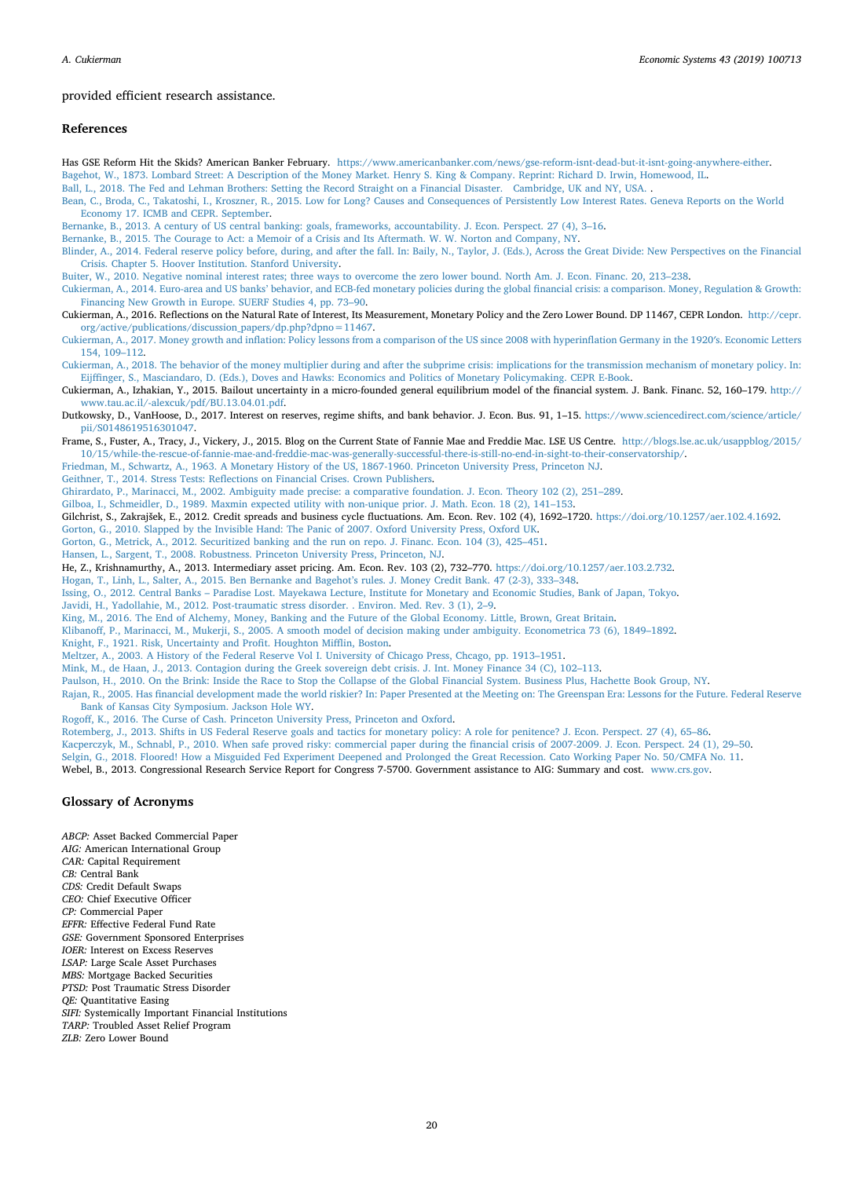provided efficient research assistance.

## References

Has GSE Reform Hit the Skids? American Banker February. https://www.americanbanker.com/news/gse-reform-isnt-dead-but-it-isnt-going-anywhere-either.

Bagehot, W., 1873. Lombard Street: A Description of the Money Market. Henry S. King & Company. Reprint: Richard D. Irwin, Homewood, IL.

Ball, L., 2018. The Fed and Lehman Brothers: Setting the Record Straight on a Financial Disaster. Cambridge, UK and NY, USA. .

Bean, C., Broda, C., Takatoshi, I., Kroszner, R., 2015. Low for Long? Causes and Consequences of Persistently Low Interest Rates. Geneva Reports on the World Economy 17. ICMB and CEPR. September.

Bernanke, B., 2013. A century of US central banking: goals, frameworks, accountability. J. Econ. Perspect. 27 (4), 3–16.

Bernanke, B., 2015. The Courage to Act: a Memoir of a Crisis and Its Aftermath. W. W. Norton and Company, NY.

Blinder, A., 2014. Federal reserve policy before, during, and after the fall. In: Baily, N., Taylor, J. (Eds.), Across the Great Divide: New Perspectives on the Financial Crisis. Chapter 5. Hoover Institution. Stanford University.

Buiter, W., 2010. Negative nominal interest rates; three ways to overcome the zero lower bound. North Am. J. Econ. Financ. 20, 213–238.

Cukierman, A., 2014. Euro-area and US banks' behavior, and ECB-fed monetary policies during the global financial crisis: a comparison. Money, Regulation & Growth: Financing New Growth in Europe. SUERF Studies 4, pp. 73–90.

Cukierman, A., 2016. Reflections on the Natural Rate of Interest, Its Measurement, Monetary Policy and the Zero Lower Bound. DP 11467, CEPR London. http://cepr.org/active/publications/discussion_papers/dp.php?dpno=11467.

Cukierman, A., 2017. Money growth and inflation: Policy lessons from a comparison of the US since 2008 with hyperinflation Germany in the 1920's. Economic Letters 154, 109–112.

Cukierman, A., 2018. The behavior of the money multiplier during and after the subprime crisis: implications for the transmission mechanism of monetary policy. In: Eijffinger, S., Masciandaro, D. (Eds.), Doves and Hawks: Economics and Politics of Monetary Policymaking. CEPR E-Book.

Cukierman, A., Izhakian, Y., 2015. Bailout uncertainty in a micro-founded general equilibrium model of the financial system. J. Bank. Financ. 52, 160–179. http://www.tau.ac.il/-alexcuk/pdf/BU.13.04.01.pdf.

Dutkowsky, D., VanHoose, D., 2017. Interest on reserves, regime shifts, and bank behavior. J. Econ. Bus. 91, 1–15. https://www.sciencedirect.com/science/article/pii/S0148619516301047.

Frame, S., Fuster, A., Tracy, J., Vickery, J., 2015. Blog on the Current State of Fannie Mae and Freddie Mac. LSE US Centre. http://blogs.lse.ac.uk/usappblog/2015/10/15/while-the-rescue-of-fannie-mae-and-freddie-mac-was-generally-successful-there-is-still-no-end-in-sight-to-their-conservatorship/.

Friedman, M., Schwartz, A., 1963. A Monetary History of the US, 1867-1960. Princeton University Press, Princeton NJ.

Geithner, T., 2014. Stress Tests: Reflections on Financial Crises. Crown Publishers.

Ghirardato, P., Marinacci, M., 2002. Ambiguity made precise: a comparative foundation. J. Econ. Theory 102 (2), 251–289.

Gilboa, I., Schmeidler, D., 1989. Maxmin expected utility with non-unique prior. J. Math. Econ. 18 (2), 141–153.

Gilchrist, S., Zakrajšek, E., 2012. Credit spreads and business cycle fluctuations. Am. Econ. Rev. 102 (4), 1692–1720. https://doi.org/10.1257/aer.102.4.1692.

Gorton, G., 2010. Slapped by the Invisible Hand: The Panic of 2007. Oxford University Press, Oxford UK.

Gorton, G., Metrick, A., 2012. Securitized banking and the run on repo. J. Financ. Econ. 104 (3), 425–451.

Hansen, L., Sargent, T., 2008. Robustness. Princeton University Press, Princeton, NJ.

He, Z., Krishnamurthy, A., 2013. Intermediary asset pricing. Am. Econ. Rev. 103 (2), 732–770. https://doi.org/10.1257/aer.103.2.732.

Hogan, T., Linh, L., Salter, A., 2015. Ben Bernanke and Bagehot's rules. J. Money Credit Bank. 47 (2-3), 333–348.

Issing, O., 2012. Central Banks – Paradise Lost. Mayekawa Lecture, Institute for Monetary and Economic Studies, Bank of Japan, Tokyo.

Javidi, H., Yadollahie, M., 2012. Post-traumatic stress disorder. . Environ. Med. Rev. 3 (1), 2–9.

King, M., 2016. The End of Alchemy, Money, Banking and the Future of the Global Economy. Little, Brown, Great Britain.

Klibanoff, P., Marinacci, M., Mukerji, S., 2005. A smooth model of decision making under ambiguity. Econometrica 73 (6), 1849–1892.

Knight, F., 1921. Risk, Uncertainty and Profit. Houghton Mifflin, Boston.

Meltzer, A., 2003. A History of the Federal Reserve Vol I. University of Chicago Press, Chcago, pp. 1913–1951.

Mink, M., de Haan, J., 2013. Contagion during the Greek sovereign debt crisis. J. Int. Money Finance 34 (C), 102–113.

Paulson, H., 2010. On the Brink: Inside the Race to Stop the Collapse of the Global Financial System. Business Plus, Hachette Book Group, NY.

Rajan, R., 2005. Has financial development made the world riskier? In: Paper Presented at the Meeting on: The Greenspan Era: Lessons for the Future. Federal Reserve Bank of Kansas City Symposium. Jackson Hole WY.

Rogoff, K., 2016. The Curse of Cash. Princeton University Press, Princeton and Oxford.

Rotemberg, J., 2013. Shifts in US Federal Reserve goals and tactics for monetary policy: A role for penitence? J. Econ. Perspect. 27 (4), 65–86.

Kacperczyk, M., Schnabl, P., 2010. When safe proved risky: commercial paper during the financial crisis of 2007-2009. J. Econ. Perspect. 24 (1), 29–50.

Selgin, G., 2018. Floored! How a Misguided Fed Experiment Deepened and Prolonged the Great Recession. Cato Working Paper No. 50/CMFA No. 11.

Webel, B., 2013. Congressional Research Service Report for Congress 7-5700. Government assistance to AIG: Summary and cost. www.crs.gov.

## Glossary of Acronyms

*ABCP:* Asset Backed Commercial Paper
*AIG:* American International Group
*CAR:* Capital Requirement
*CB:* Central Bank
*CDS:* Credit Default Swaps
*CEO:* Chief Executive Officer
*CP:* Commercial Paper
*EFFR:* Effective Federal Fund Rate
*GSE:* Government Sponsored Enterprises
*IOER:* Interest on Excess Reserves
*LSAP:* Large Scale Asset Purchases
*MBS:* Mortgage Backed Securities
*PTSD:* Post Traumatic Stress Disorder
*QE:* Quantitative Easing
*SIFI:* Systemically Important Financial Institutions
*TARP:* Troubled Asset Relief Program
*ZLB:* Zero Lower Bound